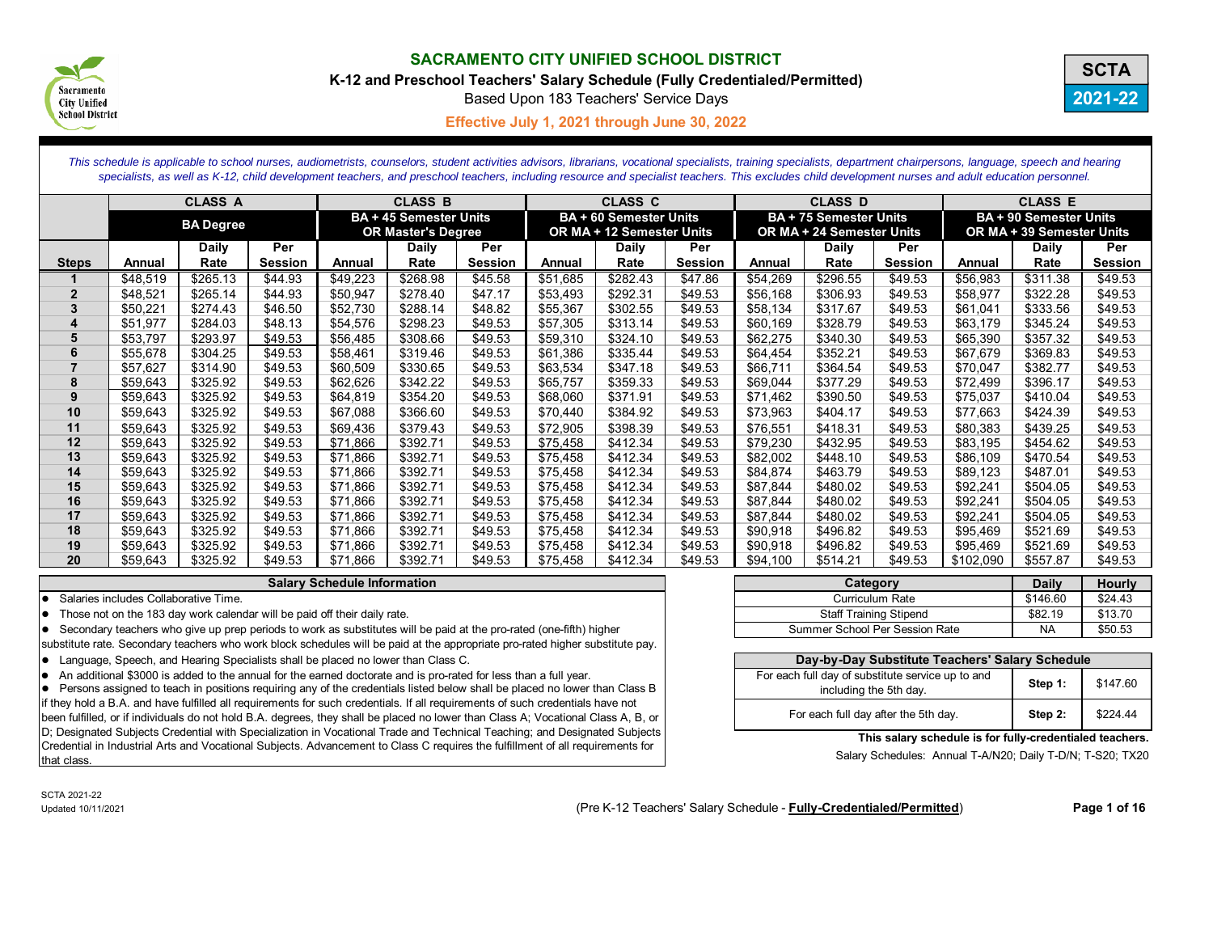# SACRAMENTO CITY UNIFIED SCHOOL DISTRICT

## K-12 and Preschool Teachers' Salary Schedule (Fully Credentialed/Permitted)

Based Upon 183 Teachers' Service Days

**Effective July 1, 2021 through June 30, 2022**

**SCTA 2021-22**

*This schedule is applicable to school nurses, audiometrists, counselors, student activities advisors, librarians, vocational specialists, training specialists, department chairpersons, language, speech and hearing specialists, as well as K-12, child development teachers, and preschool teachers, including resource and specialist teachers. This excludes child development nurses and adult education personnel.*

| | CLASS A | | | CLASS B | | | CLASS C | | | CLASS D | | | CLASS E | | |
|---|---|---|---|---|---|---|---|---|---|---|---|---|---|---|---|
| | BA Degree | | | BA + 45 Semester Units OR Master's Degree | | | BA + 60 Semester Units OR MA + 12 Semester Units | | | BA + 75 Semester Units OR MA + 24 Semester Units | | | BA + 90 Semester Units OR MA + 39 Semester Units | | |
| Steps | Annual | Daily Rate | Per Session | Annual | Daily Rate | Per Session | Annual | Daily Rate | Per Session | Annual | Daily Rate | Per Session | Annual | Daily Rate | Per Session |
| 1 | $48,519 | $265.13 | $44.93 | $49,223 | $268.98 | $45.58 | $51,685 | $282.43 | $47.86 | $54,269 | $296.55 | $49.53 | $56,983 | $311.38 | $49.53 |
| 2 | $48,521 | $265.14 | $44.93 | $50,947 | $278.40 | $47.17 | $53,493 | $292.31 | $49.53 | $56,168 | $306.93 | $49.53 | $58,977 | $322.28 | $49.53 |
| 3 | $50,221 | $274.43 | $46.50 | $52,730 | $288.14 | $48.82 | $55,367 | $302.55 | $49.53 | $58,134 | $317.67 | $49.53 | $61,041 | $333.56 | $49.53 |
| 4 | $51,977 | $284.03 | $48.13 | $54,576 | $298.23 | $49.53 | $57,305 | $313.14 | $49.53 | $60,169 | $328.79 | $49.53 | $63,179 | $345.24 | $49.53 |
| 5 | $53,797 | $293.97 | $49.53 | $56,485 | $308.66 | $49.53 | $59,310 | $324.10 | $49.53 | $62,275 | $340.30 | $49.53 | $65,390 | $357.32 | $49.53 |
| 6 | $55,678 | $304.25 | $49.53 | $58,461 | $319.46 | $49.53 | $61,386 | $335.44 | $49.53 | $64,454 | $352.21 | $49.53 | $67,679 | $369.83 | $49.53 |
| 7 | $57,627 | $314.90 | $49.53 | $60,509 | $330.65 | $49.53 | $63,534 | $347.18 | $49.53 | $66,711 | $364.54 | $49.53 | $70,047 | $382.77 | $49.53 |
| 8 | $59,643 | $325.92 | $49.53 | $62,626 | $342.22 | $49.53 | $65,757 | $359.33 | $49.53 | $69,044 | $377.29 | $49.53 | $72,499 | $396.17 | $49.53 |
| 9 | $59,643 | $325.92 | $49.53 | $64,819 | $354.20 | $49.53 | $68,060 | $371.91 | $49.53 | $71,462 | $390.50 | $49.53 | $75,037 | $410.04 | $49.53 |
| 10 | $59,643 | $325.92 | $49.53 | $67,088 | $366.60 | $49.53 | $70,440 | $384.92 | $49.53 | $73,963 | $404.17 | $49.53 | $77,663 | $424.39 | $49.53 |
| 11 | $59,643 | $325.92 | $49.53 | $69,436 | $379.43 | $49.53 | $72,905 | $398.39 | $49.53 | $76,551 | $418.31 | $49.53 | $80,383 | $439.25 | $49.53 |
| 12 | $59,643 | $325.92 | $49.53 | $71,866 | $392.71 | $49.53 | $75,458 | $412.34 | $49.53 | $79,230 | $432.95 | $49.53 | $83,195 | $454.62 | $49.53 |
| 13 | $59,643 | $325.92 | $49.53 | $71,866 | $392.71 | $49.53 | $75,458 | $412.34 | $49.53 | $82,002 | $448.10 | $49.53 | $86,109 | $470.54 | $49.53 |
| 14 | $59,643 | $325.92 | $49.53 | $71,866 | $392.71 | $49.53 | $75,458 | $412.34 | $49.53 | $84,874 | $463.79 | $49.53 | $89,123 | $487.01 | $49.53 |
| 15 | $59,643 | $325.92 | $49.53 | $71,866 | $392.71 | $49.53 | $75,458 | $412.34 | $49.53 | $87,844 | $480.02 | $49.53 | $92,241 | $504.05 | $49.53 |
| 16 | $59,643 | $325.92 | $49.53 | $71,866 | $392.71 | $49.53 | $75,458 | $412.34 | $49.53 | $87,844 | $480.02 | $49.53 | $92,241 | $504.05 | $49.53 |
| 17 | $59,643 | $325.92 | $49.53 | $71,866 | $392.71 | $49.53 | $75,458 | $412.34 | $49.53 | $87,844 | $480.02 | $49.53 | $92,241 | $504.05 | $49.53 |
| 18 | $59,643 | $325.92 | $49.53 | $71,866 | $392.71 | $49.53 | $75,458 | $412.34 | $49.53 | $90,918 | $496.82 | $49.53 | $95,469 | $521.69 | $49.53 |
| 19 | $59,643 | $325.92 | $49.53 | $71,866 | $392.71 | $49.53 | $75,458 | $412.34 | $49.53 | $90,918 | $496.82 | $49.53 | $95,469 | $521.69 | $49.53 |
| 20 | $59,643 | $325.92 | $49.53 | $71,866 | $392.71 | $49.53 | $75,458 | $412.34 | $49.53 | $94,100 | $514.21 | $49.53 | $102,090 | $557.87 | $49.53 |

### Salary Schedule Information

- Salaries includes Collaborative Time.
- Those not on the 183 day work calendar will be paid off their daily rate.
- Secondary teachers who give up prep periods to work as substitutes will be paid at the pro-rated (one-fifth) higher substitute rate. Secondary teachers who work block schedules will be paid at the appropriate pro-rated higher substitute pay.
- Language, Speech, and Hearing Specialists shall be placed no lower than Class C.
- An additional $3000 is added to the annual for the earned doctorate and is pro-rated for less than a full year.
- Persons assigned to teach in positions requiring any of the credentials listed below shall be placed no lower than Class B if they hold a B.A. and have fulfilled all requirements for such credentials. If all requirements of such credentials have not been fulfilled, or if individuals do not hold B.A. degrees, they shall be placed no lower than Class A; Vocational Class A, B, or D; Designated Subjects Credential with Specialization in Vocational Trade and Technical Teaching; and Designated Subjects Credential in Industrial Arts and Vocational Subjects. Advancement to Class C requires the fulfillment of all requirements for that class.

| Category | Daily | Hourly |
|---|---|---|
| Curriculum Rate | $146.60 | $24.43 |
| Staff Training Stipend | $82.19 | $13.70 |
| Summer School Per Session Rate | NA | $50.53 |

| Day-by-Day Substitute Teachers' Salary Schedule | | |
|---|---|---|
| For each full day of substitute service up to and including the 5th day. | **Step 1:** | $147.60 |
| For each full day after the 5th day. | **Step 2:** | $224.44 |

**This salary schedule is for fully-credentialed teachers.**

Salary Schedules: Annual T-A/N20; Daily T-D/N; T-S20; TX20

SCTA 2021-22
Updated 10/11/2021

(Pre K-12 Teachers' Salary Schedule - **Fully-Credentialed/Permitted**)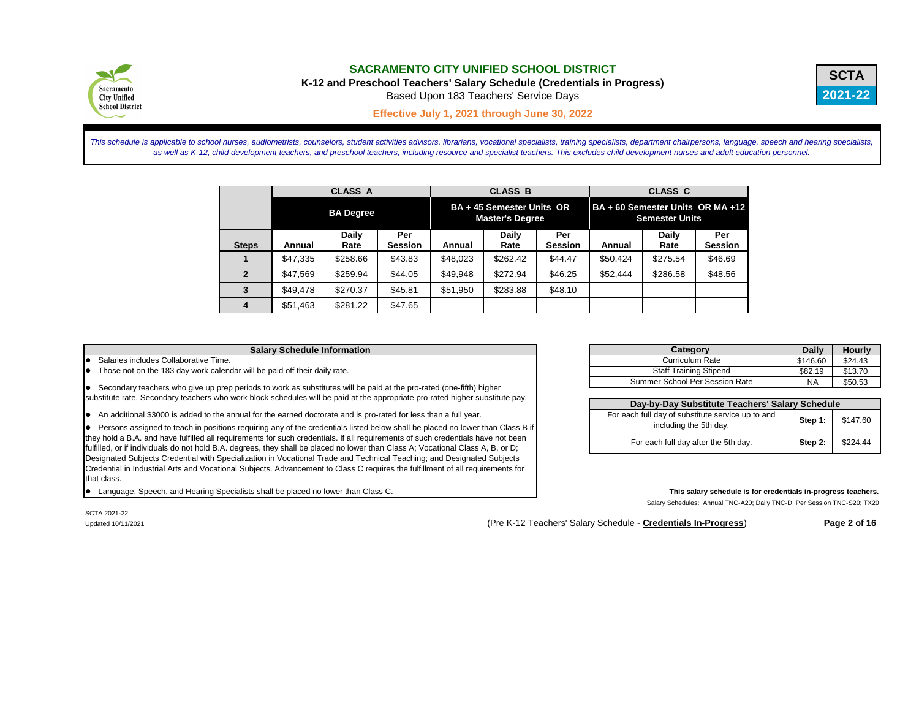# SACRAMENTO CITY UNIFIED SCHOOL DISTRICT

**K-12 and Preschool Teachers' Salary Schedule (Credentials in Progress)**

Based Upon 183 Teachers' Service Days

**Effective July 1, 2021 through June 30, 2022**

**SCTA**
**2021-22**

*This schedule is applicable to school nurses, audiometrists, counselors, student activities advisors, librarians, vocational specialists, training specialists, department chairpersons, language, speech and hearing specialists, as well as K-12, child development teachers, and preschool teachers, including resource and specialist teachers. This excludes child development nurses and adult education personnel.*

| | CLASS A | | | CLASS B | | | CLASS C | | |
|---|---|---|---|---|---|---|---|---|---|
| | BA Degree | | | BA + 45 Semester Units OR Master's Degree | | | BA + 60 Semester Units OR MA +12 Semester Units | | |
| **Steps** | **Annual** | **Daily Rate** | **Per Session** | **Annual** | **Daily Rate** | **Per Session** | **Annual** | **Daily Rate** | **Per Session** |
| **1** | $47,335 | $258.66 | $43.83 | $48,023 | $262.42 | $44.47 | $50,424 | $275.54 | $46.69 |
| **2** | $47,569 | $259.94 | $44.05 | $49,948 | $272.94 | $46.25 | $52,444 | $286.58 | $48.56 |
| **3** | $49,478 | $270.37 | $45.81 | $51,950 | $283.88 | $48.10 | | | |
| **4** | $51,463 | $281.22 | $47.65 | | | | | | |

| Salary Schedule Information |
|---|
| ● Salaries includes Collaborative Time. |
| ● Those not on the 183 day work calendar will be paid off their daily rate. |
| ● Secondary teachers who give up prep periods to work as substitutes will be paid at the pro-rated (one-fifth) higher substitute rate. Secondary teachers who work block schedules will be paid at the appropriate pro-rated higher substitute pay. |
| ● An additional $3000 is added to the annual for the earned doctorate and is pro-rated for less than a full year. |
| ● Persons assigned to teach in positions requiring any of the credentials listed below shall be placed no lower than Class B if they hold a B.A. and have fulfilled all requirements for such credentials. If all requirements of such credentials have not been fulfilled, or if individuals do not hold B.A. degrees, they shall be placed no lower than Class A; Vocational Class A, B, or D; Designated Subjects Credential with Specialization in Vocational Trade and Technical Teaching; and Designated Subjects Credential in Industrial Arts and Vocational Subjects. Advancement to Class C requires the fulfillment of all requirements for that class. |
| ● Language, Speech, and Hearing Specialists shall be placed no lower than Class C. |

| Category | Daily | Hourly |
|---|---|---|
| Curriculum Rate | $146.60 | $24.43 |
| Staff Training Stipend | $82.19 | $13.70 |
| Summer School Per Session Rate | NA | $50.53 |

| Day-by-Day Substitute Teachers' Salary Schedule | | |
|---|---|---|
| For each full day of substitute service up to and including the 5th day. | **Step 1:** | $147.60 |
| For each full day after the 5th day. | **Step 2:** | $224.44 |

**This salary schedule is for credentials in-progress teachers.**

Salary Schedules: Annual TNC-A20; Daily TNC-D; Per Session TNC-S20; TX20

SCTA 2021-22
Updated 10/11/2021

(Pre K-12 Teachers' Salary Schedule - **Credentials In-Progress**)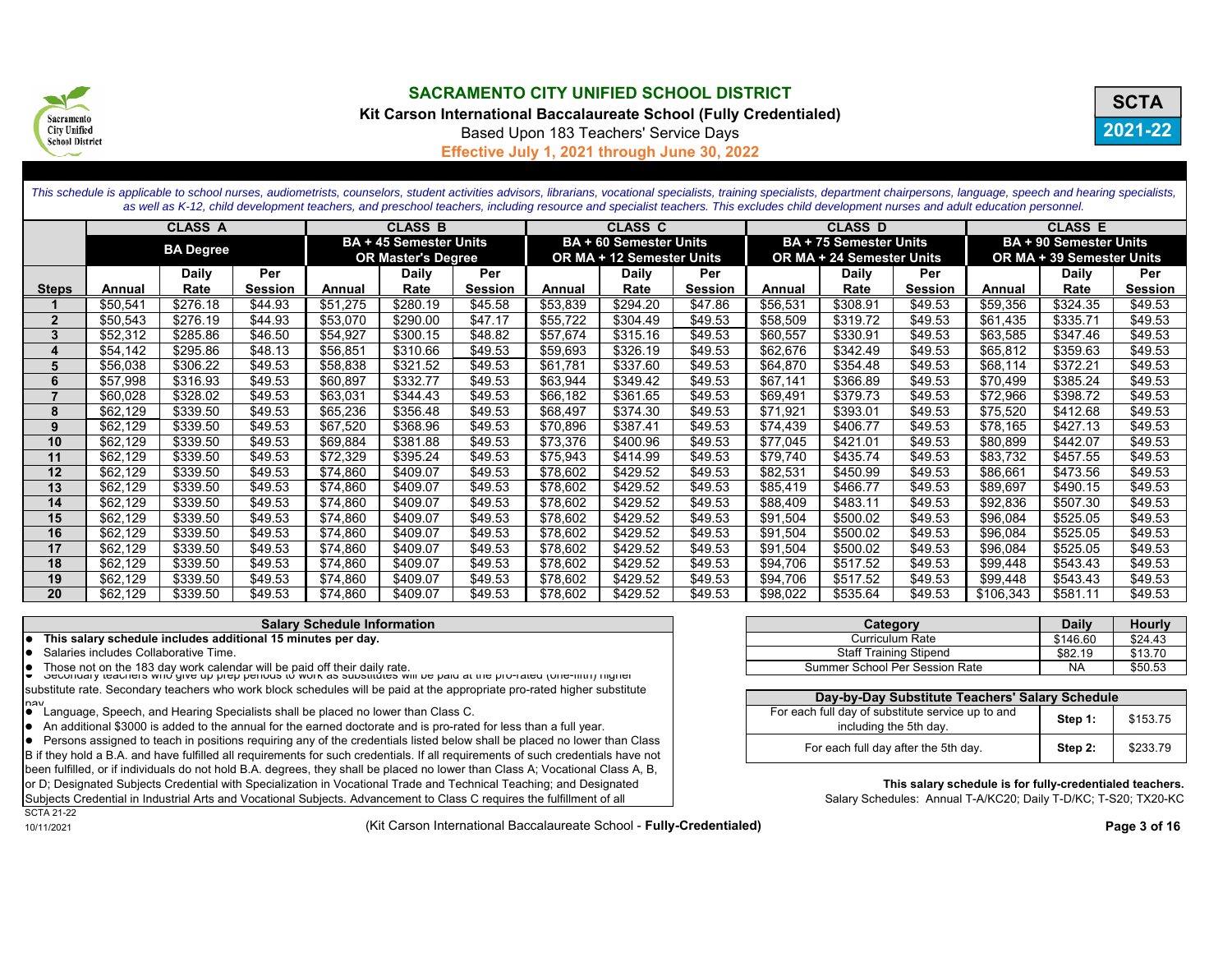# SACRAMENTO CITY UNIFIED SCHOOL DISTRICT

**Kit Carson International Baccalaureate School (Fully Credentialed)**

Based Upon 183 Teachers' Service Days

**Effective July 1, 2021 through June 30, 2022**

**SCTA 2021-22**

*This schedule is applicable to school nurses, audiometrists, counselors, student activities advisors, librarians, vocational specialists, training specialists, department chairpersons, language, speech and hearing specialists, as well as K-12, child development teachers, and preschool teachers, including resource and specialist teachers. This excludes child development nurses and adult education personnel.*

| | CLASS A | | | CLASS B | | | CLASS C | | | CLASS D | | | CLASS E | | |
|---|---|---|---|---|---|---|---|---|---|---|---|---|---|---|---|
| | BA Degree | | | BA + 45 Semester Units OR Master's Degree | | | BA + 60 Semester Units OR MA + 12 Semester Units | | | BA + 75 Semester Units OR MA + 24 Semester Units | | | BA + 90 Semester Units OR MA + 39 Semester Units | | |
| **Steps** | **Annual** | **Daily Rate** | **Per Session** | **Annual** | **Daily Rate** | **Per Session** | **Annual** | **Daily Rate** | **Per Session** | **Annual** | **Daily Rate** | **Per Session** | **Annual** | **Daily Rate** | **Per Session** |
| 1 | $50,541 | $276.18 | $44.93 | $51,275 | $280.19 | $45.58 | $53,839 | $294.20 | $47.86 | $56,531 | $308.91 | $49.53 | $59,356 | $324.35 | $49.53 |
| 2 | $50,543 | $276.19 | $44.93 | $53,070 | $290.00 | $47.17 | $55,722 | $304.49 | $49.53 | $58,509 | $319.72 | $49.53 | $61,435 | $335.71 | $49.53 |
| 3 | $52,312 | $285.86 | $46.50 | $54,927 | $300.15 | $48.82 | $57,674 | $315.16 | $49.53 | $60,557 | $330.91 | $49.53 | $63,585 | $347.46 | $49.53 |
| 4 | $54,142 | $295.86 | $48.13 | $56,851 | $310.66 | $49.53 | $59,693 | $326.19 | $49.53 | $62,676 | $342.49 | $49.53 | $65,812 | $359.63 | $49.53 |
| 5 | $56,038 | $306.22 | $49.53 | $58,838 | $321.52 | $49.53 | $61,781 | $337.60 | $49.53 | $64,870 | $354.48 | $49.53 | $68,114 | $372.21 | $49.53 |
| 6 | $57,998 | $316.93 | $49.53 | $60,897 | $332.77 | $49.53 | $63,944 | $349.42 | $49.53 | $67,141 | $366.89 | $49.53 | $70,499 | $385.24 | $49.53 |
| 7 | $60,028 | $328.02 | $49.53 | $63,031 | $344.43 | $49.53 | $66,182 | $361.65 | $49.53 | $69,491 | $379.73 | $49.53 | $72,966 | $398.72 | $49.53 |
| 8 | $62,129 | $339.50 | $49.53 | $65,236 | $356.48 | $49.53 | $68,497 | $374.30 | $49.53 | $71,921 | $393.01 | $49.53 | $75,520 | $412.68 | $49.53 |
| 9 | $62,129 | $339.50 | $49.53 | $67,520 | $368.96 | $49.53 | $70,896 | $387.41 | $49.53 | $74,439 | $406.77 | $49.53 | $78,165 | $427.13 | $49.53 |
| 10 | $62,129 | $339.50 | $49.53 | $69,884 | $381.88 | $49.53 | $73,376 | $400.96 | $49.53 | $77,045 | $421.01 | $49.53 | $80,899 | $442.07 | $49.53 |
| 11 | $62,129 | $339.50 | $49.53 | $72,329 | $395.24 | $49.53 | $75,943 | $414.99 | $49.53 | $79,740 | $435.74 | $49.53 | $83,732 | $457.55 | $49.53 |
| 12 | $62,129 | $339.50 | $49.53 | $74,860 | $409.07 | $49.53 | $78,602 | $429.52 | $49.53 | $82,531 | $450.99 | $49.53 | $86,661 | $473.56 | $49.53 |
| 13 | $62,129 | $339.50 | $49.53 | $74,860 | $409.07 | $49.53 | $78,602 | $429.52 | $49.53 | $85,419 | $466.77 | $49.53 | $89,697 | $490.15 | $49.53 |
| 14 | $62,129 | $339.50 | $49.53 | $74,860 | $409.07 | $49.53 | $78,602 | $429.52 | $49.53 | $88,409 | $483.11 | $49.53 | $92,836 | $507.30 | $49.53 |
| 15 | $62,129 | $339.50 | $49.53 | $74,860 | $409.07 | $49.53 | $78,602 | $429.52 | $49.53 | $91,504 | $500.02 | $49.53 | $96,084 | $525.05 | $49.53 |
| 16 | $62,129 | $339.50 | $49.53 | $74,860 | $409.07 | $49.53 | $78,602 | $429.52 | $49.53 | $91,504 | $500.02 | $49.53 | $96,084 | $525.05 | $49.53 |
| 17 | $62,129 | $339.50 | $49.53 | $74,860 | $409.07 | $49.53 | $78,602 | $429.52 | $49.53 | $91,504 | $500.02 | $49.53 | $96,084 | $525.05 | $49.53 |
| 18 | $62,129 | $339.50 | $49.53 | $74,860 | $409.07 | $49.53 | $78,602 | $429.52 | $49.53 | $94,706 | $517.52 | $49.53 | $99,448 | $543.43 | $49.53 |
| 19 | $62,129 | $339.50 | $49.53 | $74,860 | $409.07 | $49.53 | $78,602 | $429.52 | $49.53 | $94,706 | $517.52 | $49.53 | $99,448 | $543.43 | $49.53 |
| 20 | $62,129 | $339.50 | $49.53 | $74,860 | $409.07 | $49.53 | $78,602 | $429.52 | $49.53 | $98,022 | $535.64 | $49.53 | $106,343 | $581.11 | $49.53 |

## Salary Schedule Information

- **This salary schedule includes additional 15 minutes per day.**
- Salaries includes Collaborative Time.
- Those not on the 183 day work calendar will be paid off their daily rate.
- Secondary teachers who give up prep periods to work as substitutes will be paid at the pro-rated (one-fifth) higher substitute rate. Secondary teachers who work block schedules will be paid at the appropriate pro-rated higher substitute pay.
- Language, Speech, and Hearing Specialists shall be placed no lower than Class C.
- An additional $3000 is added to the annual for the earned doctorate and is pro-rated for less than a full year.
- Persons assigned to teach in positions requiring any of the credentials listed below shall be placed no lower than Class B if they hold a B.A. and have fulfilled all requirements for such credentials. If all requirements of such credentials have not been fulfilled, or if individuals do not hold B.A. degrees, they shall be placed no lower than Class A; Vocational Class A, B, or D; Designated Subjects Credential with Specialization in Vocational Trade and Technical Teaching; and Designated Subjects Credential in Industrial Arts and Vocational Subjects. Advancement to Class C requires the fulfillment of all

| Category | Daily | Hourly |
|---|---|---|
| Curriculum Rate | $146.60 | $24.43 |
| Staff Training Stipend | $82.19 | $13.70 |
| Summer School Per Session Rate | NA | $50.53 |

| Day-by-Day Substitute Teachers' Salary Schedule | | |
|---|---|---|
| For each full day of substitute service up to and including the 5th day. | Step 1: | $153.75 |
| For each full day after the 5th day. | Step 2: | $233.79 |

**This salary schedule is for fully-credentialed teachers.**

Salary Schedules: Annual T-A/KC20; Daily T-D/KC; T-S20; TX20-KC

SCTA 21-22

10/11/2021

(Kit Carson International Baccalaureate School - **Fully-Credentialed)**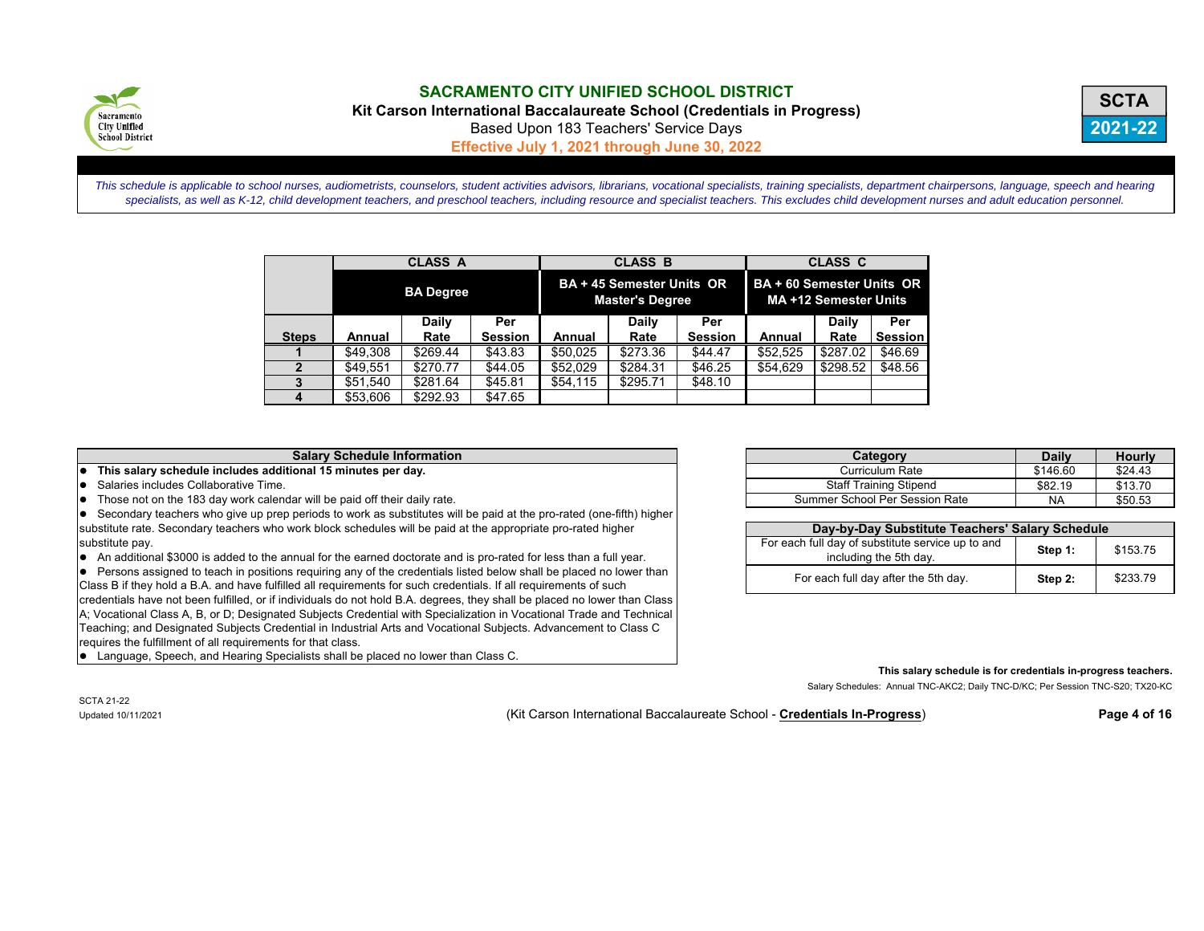# SACRAMENTO CITY UNIFIED SCHOOL DISTRICT

**Kit Carson International Baccalaureate School (Credentials in Progress)**

Based Upon 183 Teachers' Service Days

**Effective July 1, 2021 through June 30, 2022**

**SCTA 2021-22**

*This schedule is applicable to school nurses, audiometrists, counselors, student activities advisors, librarians, vocational specialists, training specialists, department chairpersons, language, speech and hearing specialists, as well as K-12, child development teachers, and preschool teachers, including resource and specialist teachers. This excludes child development nurses and adult education personnel.*

| | CLASS A | | | CLASS B | | | CLASS C | | |
|---|---|---|---|---|---|---|---|---|---|
| | BA Degree | | | BA + 45 Semester Units OR Master's Degree | | | BA + 60 Semester Units OR MA +12 Semester Units | | |
| **Steps** | **Annual** | **Daily Rate** | **Per Session** | **Annual** | **Daily Rate** | **Per Session** | **Annual** | **Daily Rate** | **Per Session** |
| **1** | $49,308 | $269.44 | $43.83 | $50,025 | $273.36 | $44.47 | $52,525 | $287.02 | $46.69 |
| **2** | $49,551 | $270.77 | $44.05 | $52,029 | $284.31 | $46.25 | $54,629 | $298.52 | $48.56 |
| **3** | $51,540 | $281.64 | $45.81 | $54,115 | $295.71 | $48.10 | | | |
| **4** | $53,606 | $292.93 | $47.65 | | | | | | |

**Salary Schedule Information**

- **This salary schedule includes additional 15 minutes per day.**
- Salaries includes Collaborative Time.
- Those not on the 183 day work calendar will be paid off their daily rate.
- Secondary teachers who give up prep periods to work as substitutes will be paid at the pro-rated (one-fifth) higher substitute rate. Secondary teachers who work block schedules will be paid at the appropriate pro-rated higher substitute pay.
- An additional $3000 is added to the annual for the earned doctorate and is pro-rated for less than a full year.
- Persons assigned to teach in positions requiring any of the credentials listed below shall be placed no lower than Class B if they hold a B.A. and have fulfilled all requirements for such credentials. If all requirements of such credentials have not been fulfilled, or if individuals do not hold B.A. degrees, they shall be placed no lower than Class A; Vocational Class A, B, or D; Designated Subjects Credential with Specialization in Vocational Trade and Technical Teaching; and Designated Subjects Credential in Industrial Arts and Vocational Subjects. Advancement to Class C requires the fulfillment of all requirements for that class.
- Language, Speech, and Hearing Specialists shall be placed no lower than Class C.

| Category | Daily | Hourly |
|---|---|---|
| Curriculum Rate | $146.60 | $24.43 |
| Staff Training Stipend | $82.19 | $13.70 |
| Summer School Per Session Rate | NA | $50.53 |

| Day-by-Day Substitute Teachers' Salary Schedule | | |
|---|---|---|
| For each full day of substitute service up to and including the 5th day. | **Step 1:** | $153.75 |
| For each full day after the 5th day. | **Step 2:** | $233.79 |

**This salary schedule is for credentials in-progress teachers.**

Salary Schedules: Annual TNC-AKC2; Daily TNC-D/KC; Per Session TNC-S20; TX20-KC

SCTA 21-22

Updated 10/11/2021

(Kit Carson International Baccalaureate School - **Credentials In-Progress**)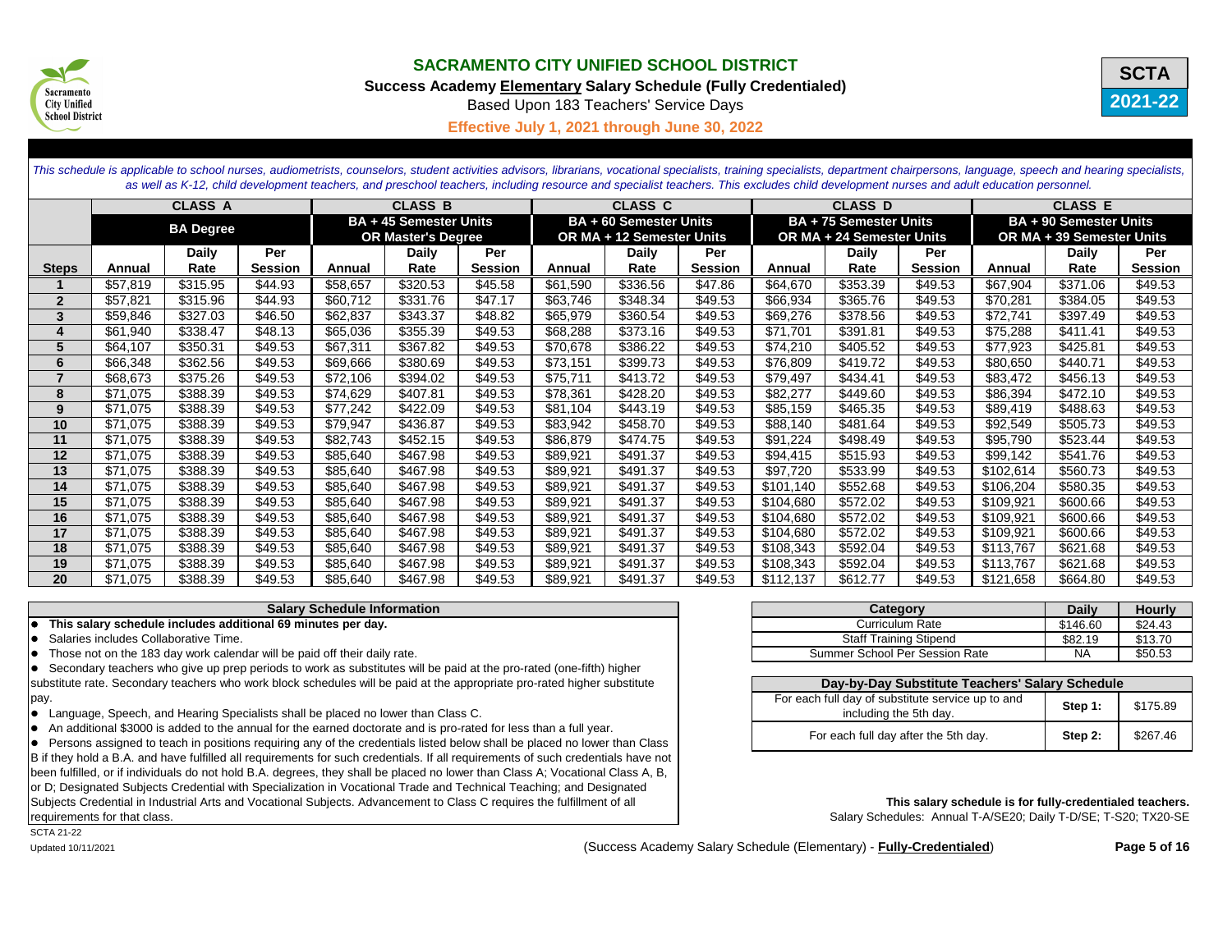# SACRAMENTO CITY UNIFIED SCHOOL DISTRICT

**Success Academy Elementary Salary Schedule (Fully Credentialed)**

Based Upon 183 Teachers' Service Days

**Effective July 1, 2021 through June 30, 2022**

**SCTA 2021-22**

*This schedule is applicable to school nurses, audiometrists, counselors, student activities advisors, librarians, vocational specialists, training specialists, department chairpersons, language, speech and hearing specialists, as well as K-12, child development teachers, and preschool teachers, including resource and specialist teachers. This excludes child development nurses and adult education personnel.*

| | CLASS A | | | CLASS B | | | CLASS C | | | CLASS D | | | CLASS E | | |
|---|---|---|---|---|---|---|---|---|---|---|---|---|---|---|---|
| | BA Degree | | | BA + 45 Semester Units OR Master's Degree | | | BA + 60 Semester Units OR MA + 12 Semester Units | | | BA + 75 Semester Units OR MA + 24 Semester Units | | | BA + 90 Semester Units OR MA + 39 Semester Units | | |
| Steps | Annual | Daily Rate | Per Session | Annual | Daily Rate | Per Session | Annual | Daily Rate | Per Session | Annual | Daily Rate | Per Session | Annual | Daily Rate | Per Session |
| 1 | $57,819 | $315.95 | $44.93 | $58,657 | $320.53 | $45.58 | $61,590 | $336.56 | $47.86 | $64,670 | $353.39 | $49.53 | $67,904 | $371.06 | $49.53 |
| 2 | $57,821 | $315.96 | $44.93 | $60,712 | $331.76 | $47.17 | $63,746 | $348.34 | $49.53 | $66,934 | $365.76 | $49.53 | $70,281 | $384.05 | $49.53 |
| 3 | $59,846 | $327.03 | $46.50 | $62,837 | $343.37 | $48.82 | $65,979 | $360.54 | $49.53 | $69,276 | $378.56 | $49.53 | $72,741 | $397.49 | $49.53 |
| 4 | $61,940 | $338.47 | $48.13 | $65,036 | $355.39 | $49.53 | $68,288 | $373.16 | $49.53 | $71,701 | $391.81 | $49.53 | $75,288 | $411.41 | $49.53 |
| 5 | $64,107 | $350.31 | $49.53 | $67,311 | $367.82 | $49.53 | $70,678 | $386.22 | $49.53 | $74,210 | $405.52 | $49.53 | $77,923 | $425.81 | $49.53 |
| 6 | $66,348 | $362.56 | $49.53 | $69,666 | $380.69 | $49.53 | $73,151 | $399.73 | $49.53 | $76,809 | $419.72 | $49.53 | $80,650 | $440.71 | $49.53 |
| 7 | $68,673 | $375.26 | $49.53 | $72,106 | $394.02 | $49.53 | $75,711 | $413.72 | $49.53 | $79,497 | $434.41 | $49.53 | $83,472 | $456.13 | $49.53 |
| 8 | $71,075 | $388.39 | $49.53 | $74,629 | $407.81 | $49.53 | $78,361 | $428.20 | $49.53 | $82,277 | $449.60 | $49.53 | $86,394 | $472.10 | $49.53 |
| 9 | $71,075 | $388.39 | $49.53 | $77,242 | $422.09 | $49.53 | $81,104 | $443.19 | $49.53 | $85,159 | $465.35 | $49.53 | $89,419 | $488.63 | $49.53 |
| 10 | $71,075 | $388.39 | $49.53 | $79,947 | $436.87 | $49.53 | $83,942 | $458.70 | $49.53 | $88,140 | $481.64 | $49.53 | $92,549 | $505.73 | $49.53 |
| 11 | $71,075 | $388.39 | $49.53 | $82,743 | $452.15 | $49.53 | $86,879 | $474.75 | $49.53 | $91,224 | $498.49 | $49.53 | $95,790 | $523.44 | $49.53 |
| 12 | $71,075 | $388.39 | $49.53 | $85,640 | $467.98 | $49.53 | $89,921 | $491.37 | $49.53 | $94,415 | $515.93 | $49.53 | $99,142 | $541.76 | $49.53 |
| 13 | $71,075 | $388.39 | $49.53 | $85,640 | $467.98 | $49.53 | $89,921 | $491.37 | $49.53 | $97,720 | $533.99 | $49.53 | $102,614 | $560.73 | $49.53 |
| 14 | $71,075 | $388.39 | $49.53 | $85,640 | $467.98 | $49.53 | $89,921 | $491.37 | $49.53 | $101,140 | $552.68 | $49.53 | $106,204 | $580.35 | $49.53 |
| 15 | $71,075 | $388.39 | $49.53 | $85,640 | $467.98 | $49.53 | $89,921 | $491.37 | $49.53 | $104,680 | $572.02 | $49.53 | $109,921 | $600.66 | $49.53 |
| 16 | $71,075 | $388.39 | $49.53 | $85,640 | $467.98 | $49.53 | $89,921 | $491.37 | $49.53 | $104,680 | $572.02 | $49.53 | $109,921 | $600.66 | $49.53 |
| 17 | $71,075 | $388.39 | $49.53 | $85,640 | $467.98 | $49.53 | $89,921 | $491.37 | $49.53 | $104,680 | $572.02 | $49.53 | $109,921 | $600.66 | $49.53 |
| 18 | $71,075 | $388.39 | $49.53 | $85,640 | $467.98 | $49.53 | $89,921 | $491.37 | $49.53 | $108,343 | $592.04 | $49.53 | $113,767 | $621.68 | $49.53 |
| 19 | $71,075 | $388.39 | $49.53 | $85,640 | $467.98 | $49.53 | $89,921 | $491.37 | $49.53 | $108,343 | $592.04 | $49.53 | $113,767 | $621.68 | $49.53 |
| 20 | $71,075 | $388.39 | $49.53 | $85,640 | $467.98 | $49.53 | $89,921 | $491.37 | $49.53 | $112,137 | $612.77 | $49.53 | $121,658 | $664.80 | $49.53 |

## Salary Schedule Information

- **This salary schedule includes additional 69 minutes per day.**
- Salaries includes Collaborative Time.
- Those not on the 183 day work calendar will be paid off their daily rate.
- Secondary teachers who give up prep periods to work as substitutes will be paid at the pro-rated (one-fifth) higher substitute rate. Secondary teachers who work block schedules will be paid at the appropriate pro-rated higher substitute pay.
- Language, Speech, and Hearing Specialists shall be placed no lower than Class C.
- An additional $3000 is added to the annual for the earned doctorate and is pro-rated for less than a full year.
- Persons assigned to teach in positions requiring any of the credentials listed below shall be placed no lower than Class B if they hold a B.A. and have fulfilled all requirements for such credentials. If all requirements of such credentials have not been fulfilled, or if individuals do not hold B.A. degrees, they shall be placed no lower than Class A; Vocational Class A, B, or D; Designated Subjects Credential with Specialization in Vocational Trade and Technical Teaching; and Designated Subjects Credential in Industrial Arts and Vocational Subjects. Advancement to Class C requires the fulfillment of all requirements for that class.

| Category | Daily | Hourly |
|---|---|---|
| Curriculum Rate | $146.60 | $24.43 |
| Staff Training Stipend | $82.19 | $13.70 |
| Summer School Per Session Rate | NA | $50.53 |

| Day-by-Day Substitute Teachers' Salary Schedule | | |
|---|---|---|
| For each full day of substitute service up to and including the 5th day. | Step 1: | $175.89 |
| For each full day after the 5th day. | Step 2: | $267.46 |

**This salary schedule is for fully-credentialed teachers.**

Salary Schedules: Annual T-A/SE20; Daily T-D/SE; T-S20; TX20-SE

SCTA 21-22

Updated 10/11/2021

(Success Academy Salary Schedule (Elementary) - **Fully-Credentialed**)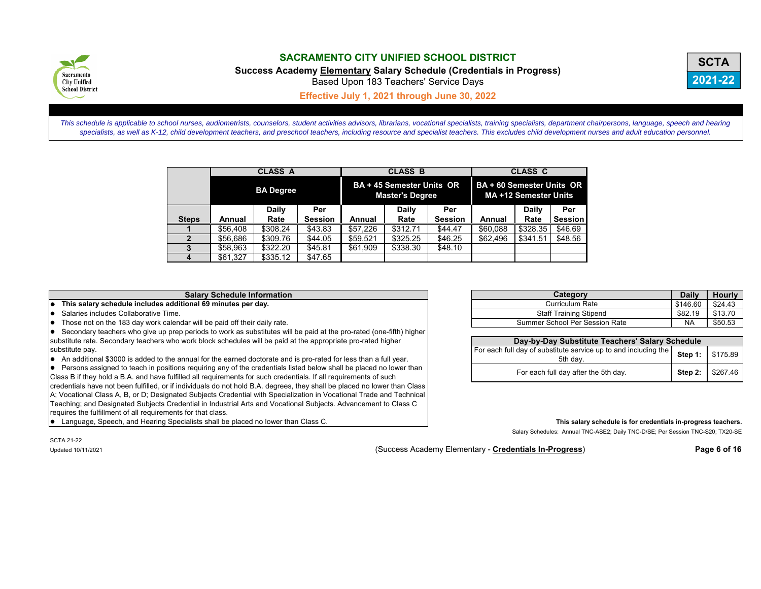# SACRAMENTO CITY UNIFIED SCHOOL DISTRICT

**Success Academy Elementary Salary Schedule (Credentials in Progress)**

Based Upon 183 Teachers' Service Days

**Effective July 1, 2021 through June 30, 2022**

**SCTA 2021-22**

*This schedule is applicable to school nurses, audiometrists, counselors, student activities advisors, librarians, vocational specialists, training specialists, department chairpersons, language, speech and hearing specialists, as well as K-12, child development teachers, and preschool teachers, including resource and specialist teachers. This excludes child development nurses and adult education personnel.*

| | CLASS A | | | CLASS B | | | CLASS C | | |
|---|---|---|---|---|---|---|---|---|---|
| | BA Degree | | | BA + 45 Semester Units OR Master's Degree | | | BA + 60 Semester Units OR MA +12 Semester Units | | |
| Steps | Annual | Daily Rate | Per Session | Annual | Daily Rate | Per Session | Annual | Daily Rate | Per Session |
| 1 | $56,408 | $308.24 | $43.83 | $57,226 | $312.71 | $44.47 | $60,088 | $328.35 | $46.69 |
| 2 | $56,686 | $309.76 | $44.05 | $59,521 | $325.25 | $46.25 | $62,496 | $341.51 | $48.56 |
| 3 | $58,963 | $322.20 | $45.81 | $61,909 | $338.30 | $48.10 | | | |
| 4 | $61,327 | $335.12 | $47.65 | | | | | | |

| Salary Schedule Information |
|---|
| **This salary schedule includes additional 69 minutes per day.** |
| Salaries includes Collaborative Time. |
| Those not on the 183 day work calendar will be paid off their daily rate. |
| Secondary teachers who give up prep periods to work as substitutes will be paid at the pro-rated (one-fifth) higher substitute rate. Secondary teachers who work block schedules will be paid at the appropriate pro-rated higher substitute pay. |
| An additional $3000 is added to the annual for the earned doctorate and is pro-rated for less than a full year. |
| Persons assigned to teach in positions requiring any of the credentials listed below shall be placed no lower than Class B if they hold a B.A. and have fulfilled all requirements for such credentials. If all requirements of such credentials have not been fulfilled, or if individuals do not hold B.A. degrees, they shall be placed no lower than Class A; Vocational Class A, B, or D; Designated Subjects Credential with Specialization in Vocational Trade and Technical Teaching; and Designated Subjects Credential in Industrial Arts and Vocational Subjects. Advancement to Class C requires the fulfillment of all requirements for that class. |
| Language, Speech, and Hearing Specialists shall be placed no lower than Class C. |

| Category | Daily | Hourly |
|---|---|---|
| Curriculum Rate | $146.60 | $24.43 |
| Staff Training Stipend | $82.19 | $13.70 |
| Summer School Per Session Rate | NA | $50.53 |

| Day-by-Day Substitute Teachers' Salary Schedule | | |
|---|---|---|
| For each full day of substitute service up to and including the 5th day. | **Step 1:** | $175.89 |
| For each full day after the 5th day. | **Step 2:** | $267.46 |

**This salary schedule is for credentials in-progress teachers.**

Salary Schedules: Annual TNC-ASE2; Daily TNC-D/SE; Per Session TNC-S20; TX20-SE

SCTA 21-22

Updated 10/11/2021

(Success Academy Elementary - **Credentials In-Progress**)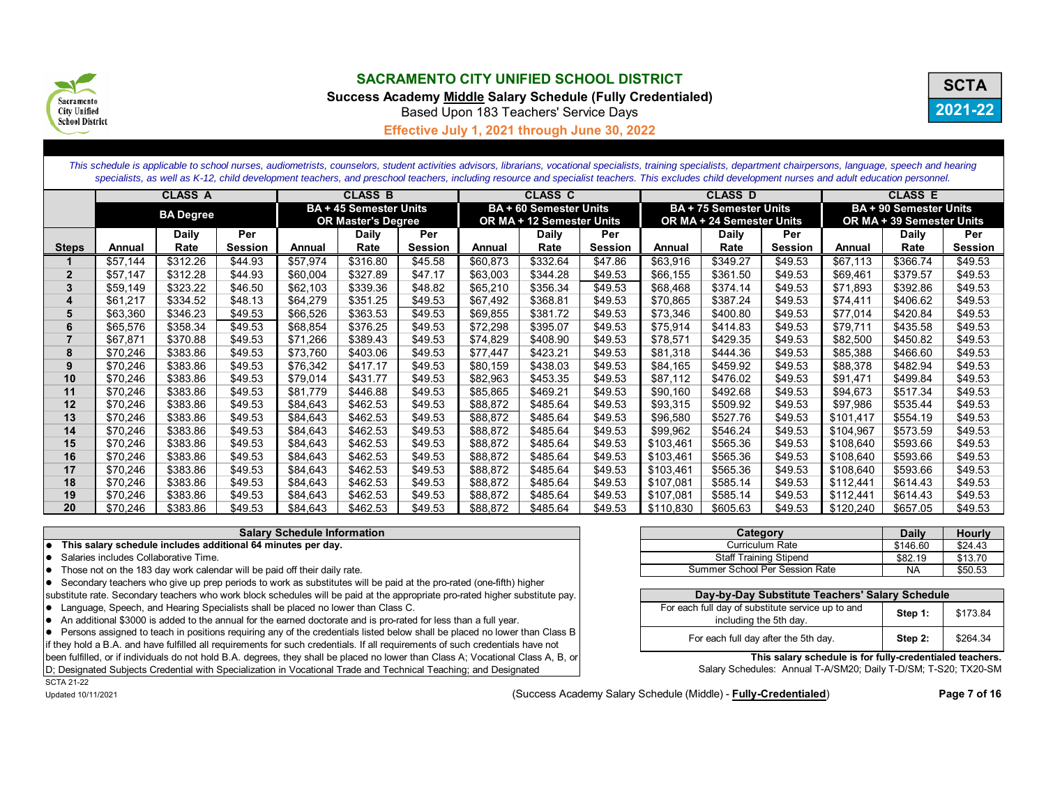# SACRAMENTO CITY UNIFIED SCHOOL DISTRICT

**Success Academy Middle Salary Schedule (Fully Credentialed)**

Based Upon 183 Teachers' Service Days

**Effective July 1, 2021 through June 30, 2022**

**SCTA**
**2021-22**

*This schedule is applicable to school nurses, audiometrists, counselors, student activities advisors, librarians, vocational specialists, training specialists, department chairpersons, language, speech and hearing specialists, as well as K-12, child development teachers, and preschool teachers, including resource and specialist teachers. This excludes child development nurses and adult education personnel.*

| | CLASS A | | | CLASS B | | | CLASS C | | | CLASS D | | | CLASS E | | |
|---|---|---|---|---|---|---|---|---|---|---|---|---|---|---|---|
| | BA Degree | | | BA + 45 Semester Units OR Master's Degree | | | BA + 60 Semester Units OR MA + 12 Semester Units | | | BA + 75 Semester Units OR MA + 24 Semester Units | | | BA + 90 Semester Units OR MA + 39 Semester Units | | |
| Steps | Annual | Daily Rate | Per Session | Annual | Daily Rate | Per Session | Annual | Daily Rate | Per Session | Annual | Daily Rate | Per Session | Annual | Daily Rate | Per Session |
| 1 | $57,144 | $312.26 | $44.93 | $57,974 | $316.80 | $45.58 | $60,873 | $332.64 | $47.86 | $63,916 | $349.27 | $49.53 | $67,113 | $366.74 | $49.53 |
| 2 | $57,147 | $312.28 | $44.93 | $60,004 | $327.89 | $47.17 | $63,003 | $344.28 | $49.53 | $66,155 | $361.50 | $49.53 | $69,461 | $379.57 | $49.53 |
| 3 | $59,149 | $323.22 | $46.50 | $62,103 | $339.36 | $48.82 | $65,210 | $356.34 | $49.53 | $68,468 | $374.14 | $49.53 | $71,893 | $392.86 | $49.53 |
| 4 | $61,217 | $334.52 | $48.13 | $64,279 | $351.25 | $49.53 | $67,492 | $368.81 | $49.53 | $70,865 | $387.24 | $49.53 | $74,411 | $406.62 | $49.53 |
| 5 | $63,360 | $346.23 | $49.53 | $66,526 | $363.53 | $49.53 | $69,855 | $381.72 | $49.53 | $73,346 | $400.80 | $49.53 | $77,014 | $420.84 | $49.53 |
| 6 | $65,576 | $358.34 | $49.53 | $68,854 | $376.25 | $49.53 | $72,298 | $395.07 | $49.53 | $75,914 | $414.83 | $49.53 | $79,711 | $435.58 | $49.53 |
| 7 | $67,871 | $370.88 | $49.53 | $71,266 | $389.43 | $49.53 | $74,829 | $408.90 | $49.53 | $78,571 | $429.35 | $49.53 | $82,500 | $450.82 | $49.53 |
| 8 | $70,246 | $383.86 | $49.53 | $73,760 | $403.06 | $49.53 | $77,447 | $423.21 | $49.53 | $81,318 | $444.36 | $49.53 | $85,388 | $466.60 | $49.53 |
| 9 | $70,246 | $383.86 | $49.53 | $76,342 | $417.17 | $49.53 | $80,159 | $438.03 | $49.53 | $84,165 | $459.92 | $49.53 | $88,378 | $482.94 | $49.53 |
| 10 | $70,246 | $383.86 | $49.53 | $79,014 | $431.77 | $49.53 | $82,963 | $453.35 | $49.53 | $87,112 | $476.02 | $49.53 | $91,471 | $499.84 | $49.53 |
| 11 | $70,246 | $383.86 | $49.53 | $81,779 | $446.88 | $49.53 | $85,865 | $469.21 | $49.53 | $90,160 | $492.68 | $49.53 | $94,673 | $517.34 | $49.53 |
| 12 | $70,246 | $383.86 | $49.53 | $84,643 | $462.53 | $49.53 | $88,872 | $485.64 | $49.53 | $93,315 | $509.92 | $49.53 | $97,986 | $535.44 | $49.53 |
| 13 | $70,246 | $383.86 | $49.53 | $84,643 | $462.53 | $49.53 | $88,872 | $485.64 | $49.53 | $96,580 | $527.76 | $49.53 | $101,417 | $554.19 | $49.53 |
| 14 | $70,246 | $383.86 | $49.53 | $84,643 | $462.53 | $49.53 | $88,872 | $485.64 | $49.53 | $99,962 | $546.24 | $49.53 | $104,967 | $573.59 | $49.53 |
| 15 | $70,246 | $383.86 | $49.53 | $84,643 | $462.53 | $49.53 | $88,872 | $485.64 | $49.53 | $103,461 | $565.36 | $49.53 | $108,640 | $593.66 | $49.53 |
| 16 | $70,246 | $383.86 | $49.53 | $84,643 | $462.53 | $49.53 | $88,872 | $485.64 | $49.53 | $103,461 | $565.36 | $49.53 | $108,640 | $593.66 | $49.53 |
| 17 | $70,246 | $383.86 | $49.53 | $84,643 | $462.53 | $49.53 | $88,872 | $485.64 | $49.53 | $103,461 | $565.36 | $49.53 | $108,640 | $593.66 | $49.53 |
| 18 | $70,246 | $383.86 | $49.53 | $84,643 | $462.53 | $49.53 | $88,872 | $485.64 | $49.53 | $107,081 | $585.14 | $49.53 | $112,441 | $614.43 | $49.53 |
| 19 | $70,246 | $383.86 | $49.53 | $84,643 | $462.53 | $49.53 | $88,872 | $485.64 | $49.53 | $107,081 | $585.14 | $49.53 | $112,441 | $614.43 | $49.53 |
| 20 | $70,246 | $383.86 | $49.53 | $84,643 | $462.53 | $49.53 | $88,872 | $485.64 | $49.53 | $110,830 | $605.63 | $49.53 | $120,240 | $657.05 | $49.53 |

### Salary Schedule Information

- **This salary schedule includes additional 64 minutes per day.**
- Salaries includes Collaborative Time.
- Those not on the 183 day work calendar will be paid off their daily rate.
- Secondary teachers who give up prep periods to work as substitutes will be paid at the pro-rated (one-fifth) higher substitute rate. Secondary teachers who work block schedules will be paid at the appropriate pro-rated higher substitute pay.
- Language, Speech, and Hearing Specialists shall be placed no lower than Class C.
- An additional $3000 is added to the annual for the earned doctorate and is pro-rated for less than a full year.
- Persons assigned to teach in positions requiring any of the credentials listed below shall be placed no lower than Class B if they hold a B.A. and have fulfilled all requirements for such credentials. If all requirements of such credentials have not been fulfilled, or if individuals do not hold B.A. degrees, they shall be placed no lower than Class A; Vocational Class A, B, or D; Designated Subjects Credential with Specialization in Vocational Trade and Technical Teaching; and Designated

| Category | Daily | Hourly |
|---|---|---|
| Curriculum Rate | $146.60 | $24.43 |
| Staff Training Stipend | $82.19 | $13.70 |
| Summer School Per Session Rate | NA | $50.53 |

| Day-by-Day Substitute Teachers' Salary Schedule | | |
|---|---|---|
| For each full day of substitute service up to and including the 5th day. | Step 1: | $173.84 |
| For each full day after the 5th day. | Step 2: | $264.34 |

**This salary schedule is for fully-credentialed teachers.**

Salary Schedules: Annual T-A/SM20; Daily T-D/SM; T-S20; TX20-SM

SCTA 21-22

Updated 10/11/2021

(Success Academy Salary Schedule (Middle) - **Fully-Credentialed**)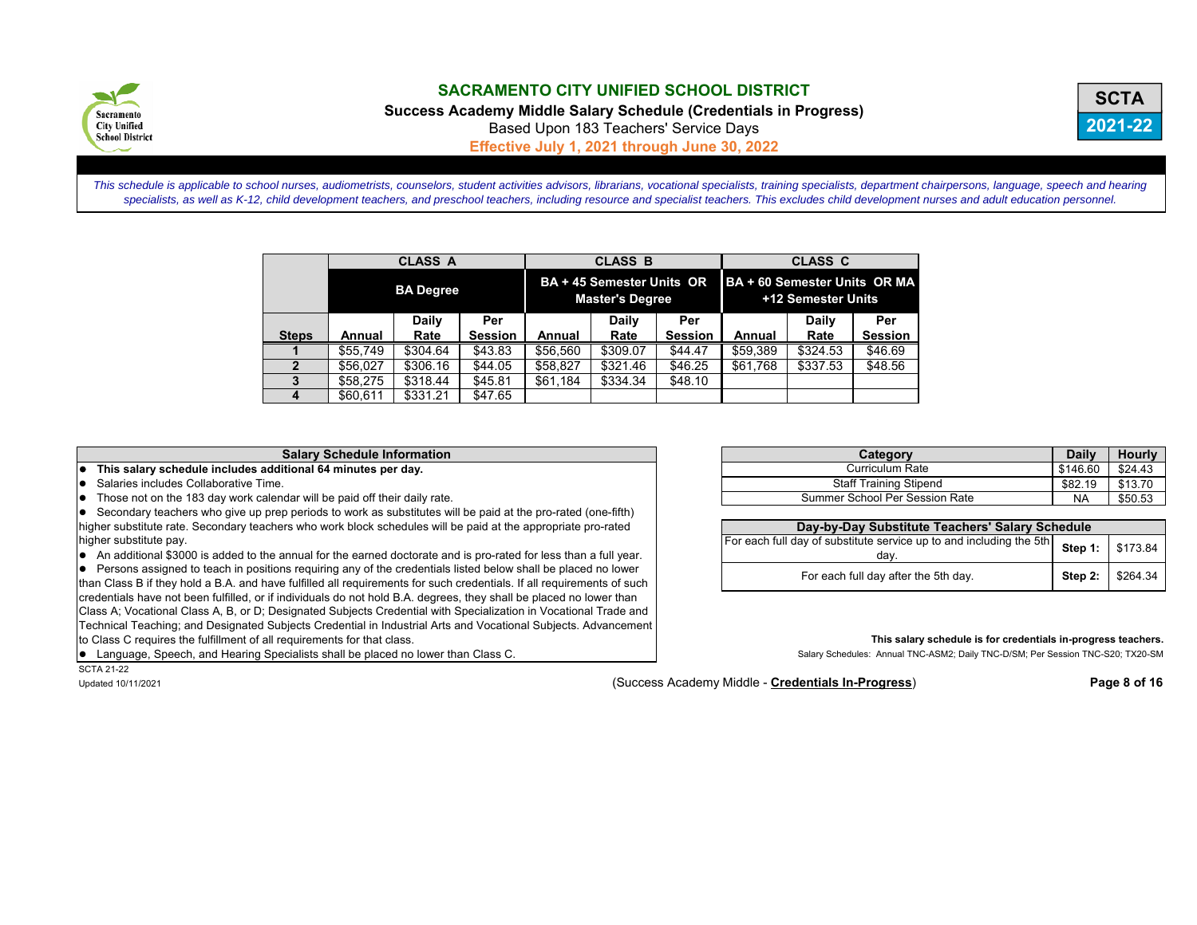# SACRAMENTO CITY UNIFIED SCHOOL DISTRICT

**Success Academy Middle Salary Schedule (Credentials in Progress)**

Based Upon 183 Teachers' Service Days

**Effective July 1, 2021 through June 30, 2022**

**SCTA**
**2021-22**

*This schedule is applicable to school nurses, audiometrists, counselors, student activities advisors, librarians, vocational specialists, training specialists, department chairpersons, language, speech and hearing specialists, as well as K-12, child development teachers, and preschool teachers, including resource and specialist teachers. This excludes child development nurses and adult education personnel.*

| | CLASS A | | | CLASS B | | | CLASS C | | |
|---|---|---|---|---|---|---|---|---|---|
| | BA Degree | | | BA + 45 Semester Units OR Master's Degree | | | BA + 60 Semester Units OR MA +12 Semester Units | | |
| Steps | Annual | Daily Rate | Per Session | Annual | Daily Rate | Per Session | Annual | Daily Rate | Per Session |
| 1 | $55,749 | $304.64 | $43.83 | $56,560 | $309.07 | $44.47 | $59,389 | $324.53 | $46.69 |
| 2 | $56,027 | $306.16 | $44.05 | $58,827 | $321.46 | $46.25 | $61,768 | $337.53 | $48.56 |
| 3 | $58,275 | $318.44 | $45.81 | $61,184 | $334.34 | $48.10 | | | |
| 4 | $60,611 | $331.21 | $47.65 | | | | | | |

**Salary Schedule Information**

- **This salary schedule includes additional 64 minutes per day.**
- Salaries includes Collaborative Time.
- Those not on the 183 day work calendar will be paid off their daily rate.
- Secondary teachers who give up prep periods to work as substitutes will be paid at the pro-rated (one-fifth) higher substitute rate. Secondary teachers who work block schedules will be paid at the appropriate pro-rated higher substitute pay.
- An additional $3000 is added to the annual for the earned doctorate and is pro-rated for less than a full year.
- Persons assigned to teach in positions requiring any of the credentials listed below shall be placed no lower than Class B if they hold a B.A. and have fulfilled all requirements for such credentials. If all requirements of such credentials have not been fulfilled, or if individuals do not hold B.A. degrees, they shall be placed no lower than Class A; Vocational Class A, B, or D; Designated Subjects Credential with Specialization in Vocational Trade and Technical Teaching; and Designated Subjects Credential in Industrial Arts and Vocational Subjects. Advancement to Class C requires the fulfillment of all requirements for that class.
- Language, Speech, and Hearing Specialists shall be placed no lower than Class C.

| Category | Daily | Hourly |
|---|---|---|
| Curriculum Rate | $146.60 | $24.43 |
| Staff Training Stipend | $82.19 | $13.70 |
| Summer School Per Session Rate | NA | $50.53 |

| Day-by-Day Substitute Teachers' Salary Schedule | | |
|---|---|---|
| For each full day of substitute service up to and including the 5th day. | Step 1: | $173.84 |
| For each full day after the 5th day. | Step 2: | $264.34 |

**This salary schedule is for credentials in-progress teachers.**

Salary Schedules: Annual TNC-ASM2; Daily TNC-D/SM; Per Session TNC-S20; TX20-SM

SCTA 21-22

Updated 10/11/2021

(Success Academy Middle - **Credentials In-Progress**)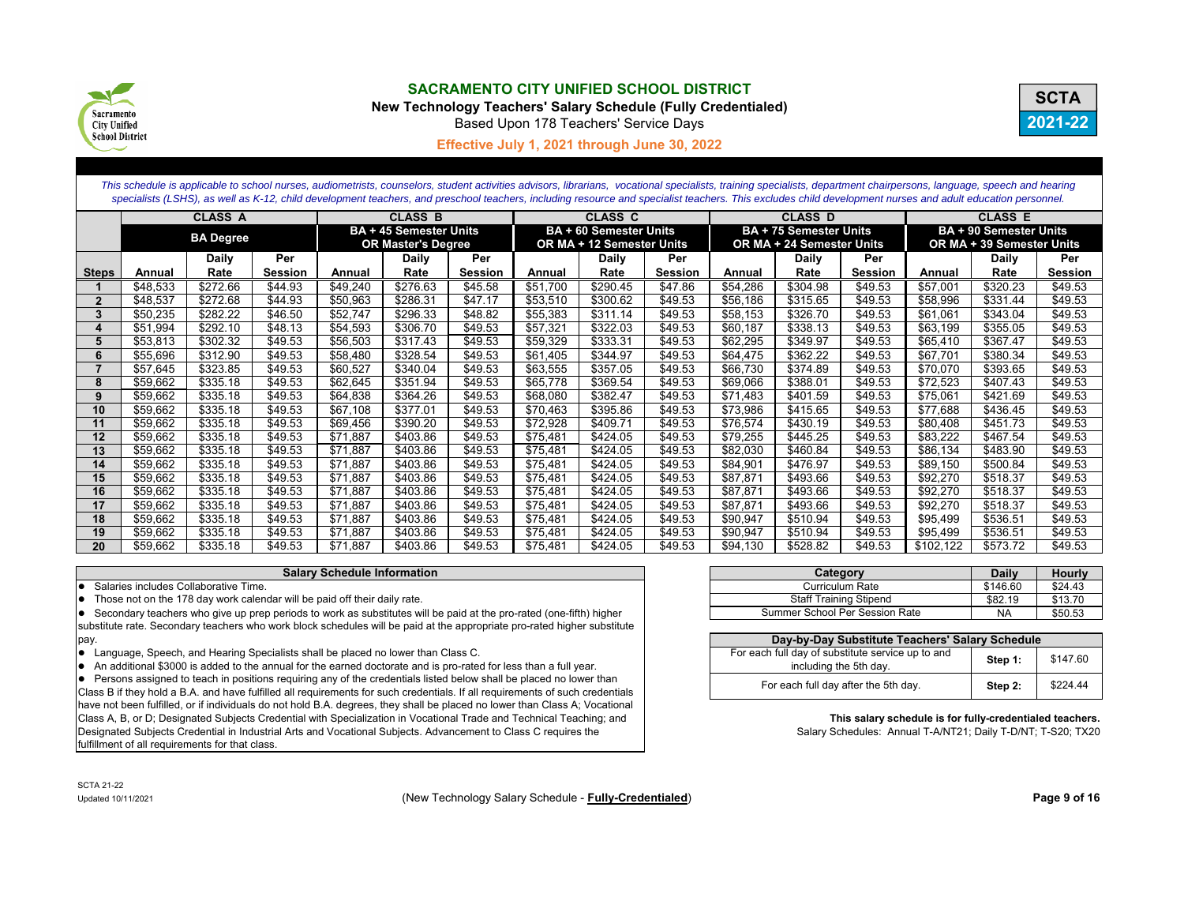# SACRAMENTO CITY UNIFIED SCHOOL DISTRICT

**New Technology Teachers' Salary Schedule (Fully Credentialed)**

Based Upon 178 Teachers' Service Days

**Effective July 1, 2021 through June 30, 2022**

**SCTA 2021-22**

*This schedule is applicable to school nurses, audiometrists, counselors, student activities advisors, librarians, vocational specialists, training specialists, department chairpersons, language, speech and hearing specialists (LSHS), as well as K-12, child development teachers, and preschool teachers, including resource and specialist teachers. This excludes child development nurses and adult education personnel.*

| | CLASS A | | | CLASS B | | | CLASS C | | | CLASS D | | | CLASS E | | |
|---|---|---|---|---|---|---|---|---|---|---|---|---|---|---|---|
| | BA Degree | | | BA + 45 Semester Units OR Master's Degree | | | BA + 60 Semester Units OR MA + 12 Semester Units | | | BA + 75 Semester Units OR MA + 24 Semester Units | | | BA + 90 Semester Units OR MA + 39 Semester Units | | |
| Steps | Annual | Daily Rate | Per Session | Annual | Daily Rate | Per Session | Annual | Daily Rate | Per Session | Annual | Daily Rate | Per Session | Annual | Daily Rate | Per Session |
| 1 | $48,533 | $272.66 | $44.93 | $49,240 | $276.63 | $45.58 | $51,700 | $290.45 | $47.86 | $54,286 | $304.98 | $49.53 | $57,001 | $320.23 | $49.53 |
| 2 | $48,537 | $272.68 | $44.93 | $50,963 | $286.31 | $47.17 | $53,510 | $300.62 | $49.53 | $56,186 | $315.65 | $49.53 | $58,996 | $331.44 | $49.53 |
| 3 | $50,235 | $282.22 | $46.50 | $52,747 | $296.33 | $48.82 | $55,383 | $311.14 | $49.53 | $58,153 | $326.70 | $49.53 | $61,061 | $343.04 | $49.53 |
| 4 | $51,994 | $292.10 | $48.13 | $54,593 | $306.70 | $49.53 | $57,321 | $322.03 | $49.53 | $60,187 | $338.13 | $49.53 | $63,199 | $355.05 | $49.53 |
| 5 | $53,813 | $302.32 | $49.53 | $56,503 | $317.43 | $49.53 | $59,329 | $333.31 | $49.53 | $62,295 | $349.97 | $49.53 | $65,410 | $367.47 | $49.53 |
| 6 | $55,696 | $312.90 | $49.53 | $58,480 | $328.54 | $49.53 | $61,405 | $344.97 | $49.53 | $64,475 | $362.22 | $49.53 | $67,701 | $380.34 | $49.53 |
| 7 | $57,645 | $323.85 | $49.53 | $60,527 | $340.04 | $49.53 | $63,555 | $357.05 | $49.53 | $66,730 | $374.89 | $49.53 | $70,070 | $393.65 | $49.53 |
| 8 | $59,662 | $335.18 | $49.53 | $62,645 | $351.94 | $49.53 | $65,778 | $369.54 | $49.53 | $69,066 | $388.01 | $49.53 | $72,523 | $407.43 | $49.53 |
| 9 | $59,662 | $335.18 | $49.53 | $64,838 | $364.26 | $49.53 | $68,080 | $382.47 | $49.53 | $71,483 | $401.59 | $49.53 | $75,061 | $421.69 | $49.53 |
| 10 | $59,662 | $335.18 | $49.53 | $67,108 | $377.01 | $49.53 | $70,463 | $395.86 | $49.53 | $73,986 | $415.65 | $49.53 | $77,688 | $436.45 | $49.53 |
| 11 | $59,662 | $335.18 | $49.53 | $69,456 | $390.20 | $49.53 | $72,928 | $409.71 | $49.53 | $76,574 | $430.19 | $49.53 | $80,408 | $451.73 | $49.53 |
| 12 | $59,662 | $335.18 | $49.53 | $71,887 | $403.86 | $49.53 | $75,481 | $424.05 | $49.53 | $79,255 | $445.25 | $49.53 | $83,222 | $467.54 | $49.53 |
| 13 | $59,662 | $335.18 | $49.53 | $71,887 | $403.86 | $49.53 | $75,481 | $424.05 | $49.53 | $82,030 | $460.84 | $49.53 | $86,134 | $483.90 | $49.53 |
| 14 | $59,662 | $335.18 | $49.53 | $71,887 | $403.86 | $49.53 | $75,481 | $424.05 | $49.53 | $84,901 | $476.97 | $49.53 | $89,150 | $500.84 | $49.53 |
| 15 | $59,662 | $335.18 | $49.53 | $71,887 | $403.86 | $49.53 | $75,481 | $424.05 | $49.53 | $87,871 | $493.66 | $49.53 | $92,270 | $518.37 | $49.53 |
| 16 | $59,662 | $335.18 | $49.53 | $71,887 | $403.86 | $49.53 | $75,481 | $424.05 | $49.53 | $87,871 | $493.66 | $49.53 | $92,270 | $518.37 | $49.53 |
| 17 | $59,662 | $335.18 | $49.53 | $71,887 | $403.86 | $49.53 | $75,481 | $424.05 | $49.53 | $87,871 | $493.66 | $49.53 | $92,270 | $518.37 | $49.53 |
| 18 | $59,662 | $335.18 | $49.53 | $71,887 | $403.86 | $49.53 | $75,481 | $424.05 | $49.53 | $90,947 | $510.94 | $49.53 | $95,499 | $536.51 | $49.53 |
| 19 | $59,662 | $335.18 | $49.53 | $71,887 | $403.86 | $49.53 | $75,481 | $424.05 | $49.53 | $90,947 | $510.94 | $49.53 | $95,499 | $536.51 | $49.53 |
| 20 | $59,662 | $335.18 | $49.53 | $71,887 | $403.86 | $49.53 | $75,481 | $424.05 | $49.53 | $94,130 | $528.82 | $49.53 | $102,122 | $573.72 | $49.53 |

**Salary Schedule Information**

- Salaries includes Collaborative Time.
- Those not on the 178 day work calendar will be paid off their daily rate.
- Secondary teachers who give up prep periods to work as substitutes will be paid at the pro-rated (one-fifth) higher substitute rate. Secondary teachers who work block schedules will be paid at the appropriate pro-rated higher substitute pay.
- Language, Speech, and Hearing Specialists shall be placed no lower than Class C.
- An additional $3000 is added to the annual for the earned doctorate and is pro-rated for less than a full year.
- Persons assigned to teach in positions requiring any of the credentials listed below shall be placed no lower than Class B if they hold a B.A. and have fulfilled all requirements for such credentials. If all requirements of such credentials have not been fulfilled, or if individuals do not hold B.A. degrees, they shall be placed no lower than Class A; Vocational Class A, B, or D; Designated Subjects Credential with Specialization in Vocational Trade and Technical Teaching; and Designated Subjects Credential in Industrial Arts and Vocational Subjects. Advancement to Class C requires the fulfillment of all requirements for that class.

| Category | Daily | Hourly |
|---|---|---|
| Curriculum Rate | $146.60 | $24.43 |
| Staff Training Stipend | $82.19 | $13.70 |
| Summer School Per Session Rate | NA | $50.53 |

| Day-by-Day Substitute Teachers' Salary Schedule | | |
|---|---|---|
| For each full day of substitute service up to and including the 5th day. | Step 1: | $147.60 |
| For each full day after the 5th day. | Step 2: | $224.44 |

**This salary schedule is for fully-credentialed teachers.**

Salary Schedules: Annual T-A/NT21; Daily T-D/NT; T-S20; TX20

SCTA 21-22
Updated 10/11/2021

(New Technology Salary Schedule - **Fully-Credentialed**)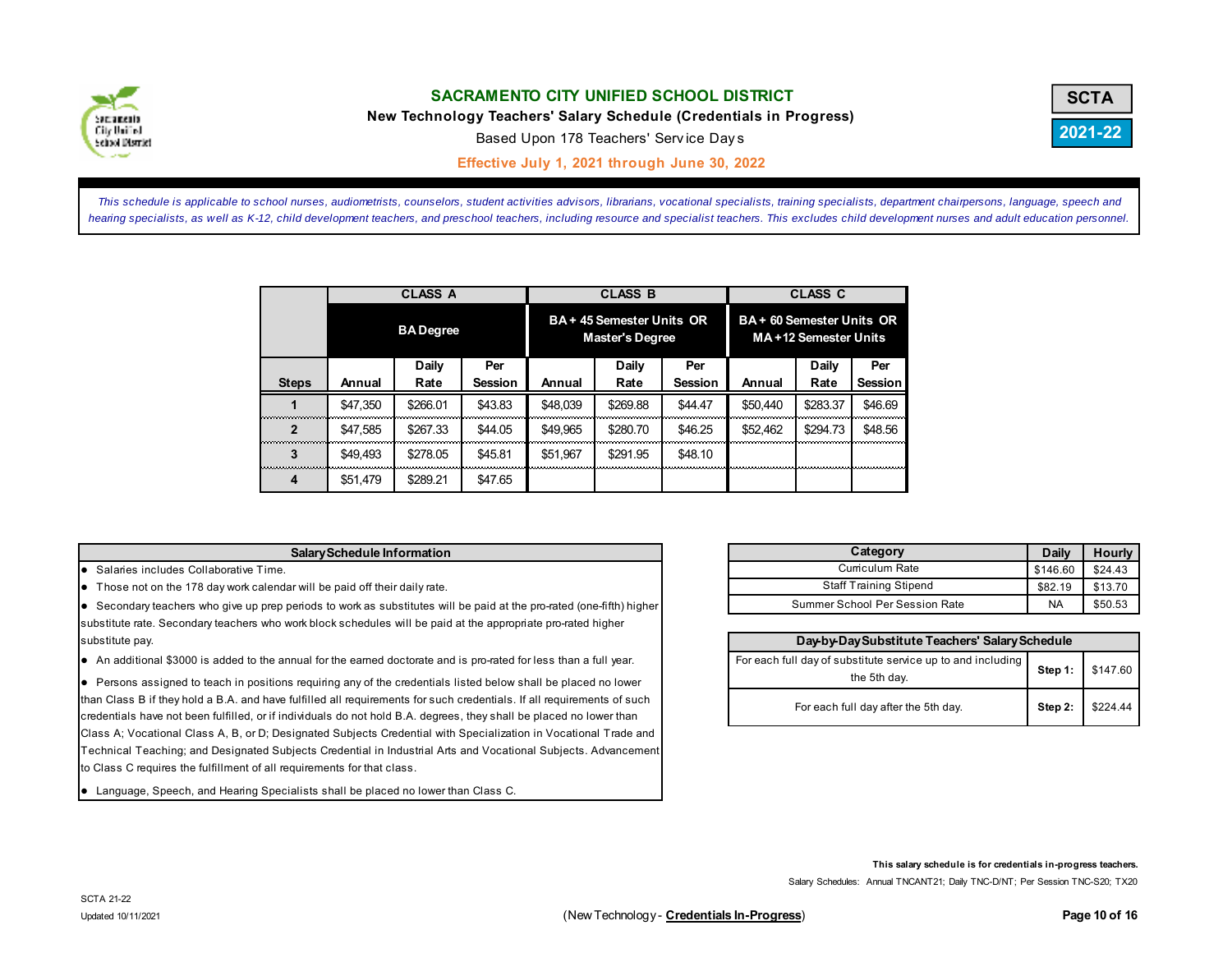# SACRAMENTO CITY UNIFIED SCHOOL DISTRICT

**New Technology Teachers' Salary Schedule (Credentials in Progress)**

Based Upon 178 Teachers' Service Days

**Effective July 1, 2021 through June 30, 2022**

SCTA 2021-22

*This schedule is applicable to school nurses, audiometrists, counselors, student activities advisors, librarians, vocational specialists, training specialists, department chairpersons, language, speech and hearing specialists, as well as K-12, child development teachers, and preschool teachers, including resource and specialist teachers. This excludes child development nurses and adult education personnel.*

| | CLASS A | | | CLASS B | | | CLASS C | | |
|---|---|---|---|---|---|---|---|---|---|
| | BA Degree | | | BA + 45 Semester Units OR Master's Degree | | | BA + 60 Semester Units OR MA +12 Semester Units | | |
| **Steps** | **Annual** | **Daily Rate** | **Per Session** | **Annual** | **Daily Rate** | **Per Session** | **Annual** | **Daily Rate** | **Per Session** |
| 1 | $47,350 | $266.01 | $43.83 | $48,039 | $269.88 | $44.47 | $50,440 | $283.37 | $46.69 |
| 2 | $47,585 | $267.33 | $44.05 | $49,965 | $280.70 | $46.25 | $52,462 | $294.73 | $48.56 |
| 3 | $49,493 | $278.05 | $45.81 | $51,967 | $291.95 | $48.10 | | | |
| 4 | $51,479 | $289.21 | $47.65 | | | | | | |

**Salary Schedule Information**

- Salaries includes Collaborative Time.
- Those not on the 178 day work calendar will be paid off their daily rate.
- Secondary teachers who give up prep periods to work as substitutes will be paid at the pro-rated (one-fifth) higher substitute rate. Secondary teachers who work block schedules will be paid at the appropriate pro-rated higher substitute pay.
- An additional $3000 is added to the annual for the earned doctorate and is pro-rated for less than a full year.
- Persons assigned to teach in positions requiring any of the credentials listed below shall be placed no lower than Class B if they hold a B.A. and have fulfilled all requirements for such credentials. If all requirements of such credentials have not been fulfilled, or if individuals do not hold B.A. degrees, they shall be placed no lower than Class A; Vocational Class A, B, or D; Designated Subjects Credential with Specialization in Vocational Trade and Technical Teaching; and Designated Subjects Credential in Industrial Arts and Vocational Subjects. Advancement to Class C requires the fulfillment of all requirements for that class.
- Language, Speech, and Hearing Specialists shall be placed no lower than Class C.

| Category | Daily | Hourly |
|---|---|---|
| Curriculum Rate | $146.60 | $24.43 |
| Staff Training Stipend | $82.19 | $13.70 |
| Summer School Per Session Rate | NA | $50.53 |

| Day-by-Day Substitute Teachers' Salary Schedule | | |
|---|---|---|
| For each full day of substitute service up to and including the 5th day. | **Step 1:** | $147.60 |
| For each full day after the 5th day. | **Step 2:** | $224.44 |

**This salary schedule is for credentials in-progress teachers.**

Salary Schedules: Annual TNCANT21; Daily TNC-D/NT; Per Session TNC-S20; TX20

SCTA 21-22

Updated 10/11/2021

(New Technology - **Credentials In-Progress**)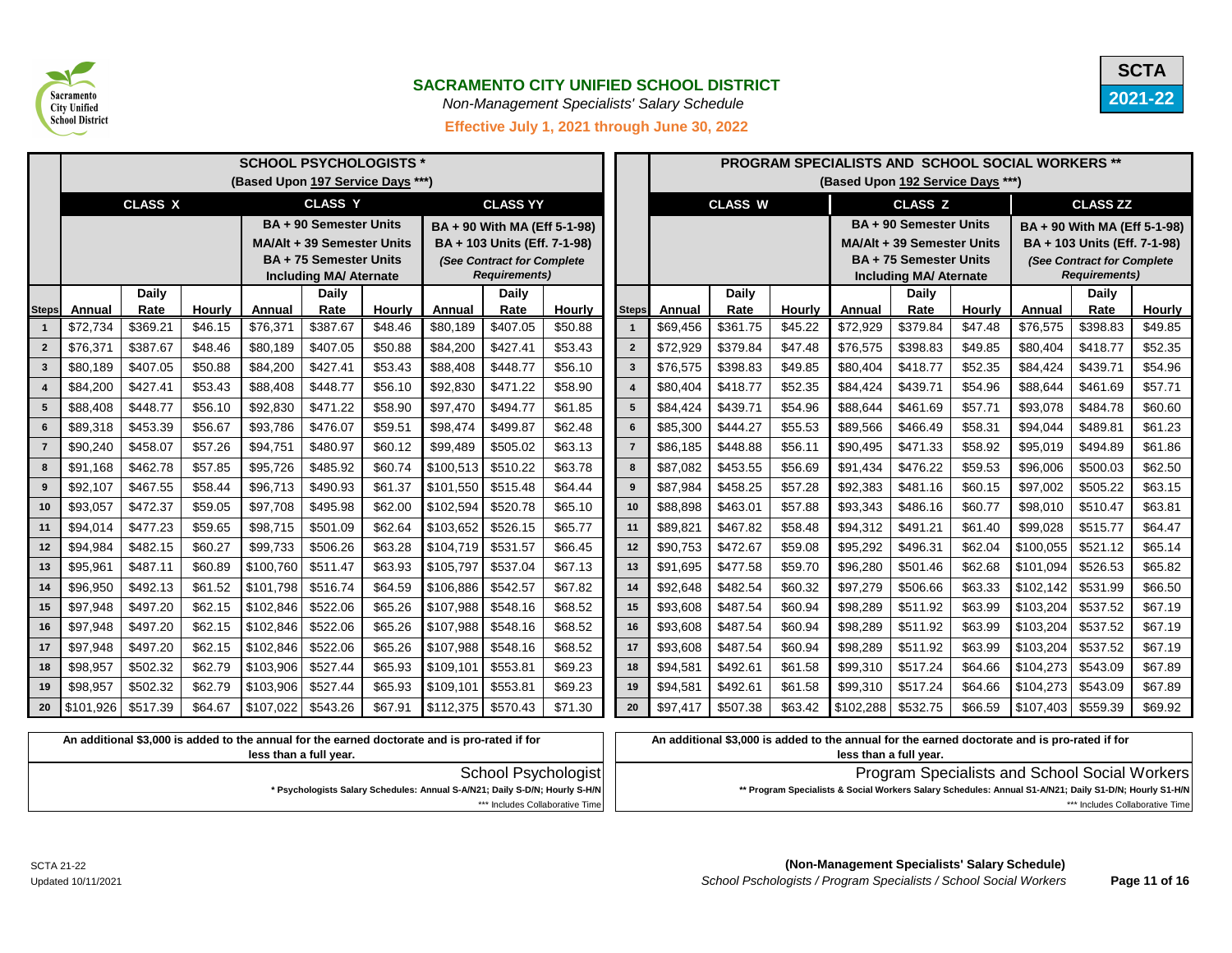# SACRAMENTO CITY UNIFIED SCHOOL DISTRICT

*Non-Management Specialists' Salary Schedule*

**Effective July 1, 2021 through June 30, 2022**

**SCTA 2021-22**

## SCHOOL PSYCHOLOGISTS *

(Based Upon 197 Service Days ***)

| | CLASS X | | | CLASS Y | | | CLASS YY | | |
|---|---|---|---|---|---|---|---|---|---|
| | | | | BA + 90 Semester Units MA/Alt + 39 Semester Units BA + 75 Semester Units Including MA/ Aternate | | | BA + 90 With MA (Eff 5-1-98) BA + 103 Units (Eff. 7-1-98) *(See Contract for Complete Requirements)* | | |
| Steps | Annual | Daily Rate | Hourly | Annual | Daily Rate | Hourly | Annual | Daily Rate | Hourly |
| 1 | $72,734 | $369.21 | $46.15 | $76,371 | $387.67 | $48.46 | $80,189 | $407.05 | $50.88 |
| 2 | $76,371 | $387.67 | $48.46 | $80,189 | $407.05 | $50.88 | $84,200 | $427.41 | $53.43 |
| 3 | $80,189 | $407.05 | $50.88 | $84,200 | $427.41 | $53.43 | $88,408 | $448.77 | $56.10 |
| 4 | $84,200 | $427.41 | $53.43 | $88,408 | $448.77 | $56.10 | $92,830 | $471.22 | $58.90 |
| 5 | $88,408 | $448.77 | $56.10 | $92,830 | $471.22 | $58.90 | $97,470 | $494.77 | $61.85 |
| 6 | $89,318 | $453.39 | $56.67 | $93,786 | $476.07 | $59.51 | $98,474 | $499.87 | $62.48 |
| 7 | $90,240 | $458.07 | $57.26 | $94,751 | $480.97 | $60.12 | $99,489 | $505.02 | $63.13 |
| 8 | $91,168 | $462.78 | $57.85 | $95,726 | $485.92 | $60.74 | $100,513 | $510.22 | $63.78 |
| 9 | $92,107 | $467.55 | $58.44 | $96,713 | $490.93 | $61.37 | $101,550 | $515.48 | $64.44 |
| 10 | $93,057 | $472.37 | $59.05 | $97,708 | $495.98 | $62.00 | $102,594 | $520.78 | $65.10 |
| 11 | $94,014 | $477.23 | $59.65 | $98,715 | $501.09 | $62.64 | $103,652 | $526.15 | $65.77 |
| 12 | $94,984 | $482.15 | $60.27 | $99,733 | $506.26 | $63.28 | $104,719 | $531.57 | $66.45 |
| 13 | $95,961 | $487.11 | $60.89 | $100,760 | $511.47 | $63.93 | $105,797 | $537.04 | $67.13 |
| 14 | $96,950 | $492.13 | $61.52 | $101,798 | $516.74 | $64.59 | $106,886 | $542.57 | $67.82 |
| 15 | $97,948 | $497.20 | $62.15 | $102,846 | $522.06 | $65.26 | $107,988 | $548.16 | $68.52 |
| 16 | $97,948 | $497.20 | $62.15 | $102,846 | $522.06 | $65.26 | $107,988 | $548.16 | $68.52 |
| 17 | $97,948 | $497.20 | $62.15 | $102,846 | $522.06 | $65.26 | $107,988 | $548.16 | $68.52 |
| 18 | $98,957 | $502.32 | $62.79 | $103,906 | $527.44 | $65.93 | $109,101 | $553.81 | $69.23 |
| 19 | $98,957 | $502.32 | $62.79 | $103,906 | $527.44 | $65.93 | $109,101 | $553.81 | $69.23 |
| 20 | $101,926 | $517.39 | $64.67 | $107,022 | $543.26 | $67.91 | $112,375 | $570.43 | $71.30 |

**An additional $3,000 is added to the annual for the earned doctorate and is pro-rated if for less than a full year.**

School Psychologist

*** Psychologists Salary Schedules: Annual S-A/N21; Daily S-D/N; Hourly S-H/N**

*** Includes Collaborative Time

## PROGRAM SPECIALISTS AND SCHOOL SOCIAL WORKERS **

(Based Upon 192 Service Days ***)

| | CLASS W | | | CLASS Z | | | CLASS ZZ | | |
|---|---|---|---|---|---|---|---|---|---|
| | | | | BA + 90 Semester Units MA/Alt + 39 Semester Units BA + 75 Semester Units Including MA/ Aternate | | | BA + 90 With MA (Eff 5-1-98) BA + 103 Units (Eff. 7-1-98) *(See Contract for Complete Requirements)* | | |
| Steps | Annual | Daily Rate | Hourly | Annual | Daily Rate | Hourly | Annual | Daily Rate | Hourly |
| 1 | $69,456 | $361.75 | $45.22 | $72,929 | $379.84 | $47.48 | $76,575 | $398.83 | $49.85 |
| 2 | $72,929 | $379.84 | $47.48 | $76,575 | $398.83 | $49.85 | $80,404 | $418.77 | $52.35 |
| 3 | $76,575 | $398.83 | $49.85 | $80,404 | $418.77 | $52.35 | $84,424 | $439.71 | $54.96 |
| 4 | $80,404 | $418.77 | $52.35 | $84,424 | $439.71 | $54.96 | $88,644 | $461.69 | $57.71 |
| 5 | $84,424 | $439.71 | $54.96 | $88,644 | $461.69 | $57.71 | $93,078 | $484.78 | $60.60 |
| 6 | $85,300 | $444.27 | $55.53 | $89,566 | $466.49 | $58.31 | $94,044 | $489.81 | $61.23 |
| 7 | $86,185 | $448.88 | $56.11 | $90,495 | $471.33 | $58.92 | $95,019 | $494.89 | $61.86 |
| 8 | $87,082 | $453.55 | $56.69 | $91,434 | $476.22 | $59.53 | $96,006 | $500.03 | $62.50 |
| 9 | $87,984 | $458.25 | $57.28 | $92,383 | $481.16 | $60.15 | $97,002 | $505.22 | $63.15 |
| 10 | $88,898 | $463.01 | $57.88 | $93,343 | $486.16 | $60.77 | $98,010 | $510.47 | $63.81 |
| 11 | $89,821 | $467.82 | $58.48 | $94,312 | $491.21 | $61.40 | $99,028 | $515.77 | $64.47 |
| 12 | $90,753 | $472.67 | $59.08 | $95,292 | $496.31 | $62.04 | $100,055 | $521.12 | $65.14 |
| 13 | $91,695 | $477.58 | $59.70 | $96,280 | $501.46 | $62.68 | $101,094 | $526.53 | $65.82 |
| 14 | $92,648 | $482.54 | $60.32 | $97,279 | $506.66 | $63.33 | $102,142 | $531.99 | $66.50 |
| 15 | $93,608 | $487.54 | $60.94 | $98,289 | $511.92 | $63.99 | $103,204 | $537.52 | $67.19 |
| 16 | $93,608 | $487.54 | $60.94 | $98,289 | $511.92 | $63.99 | $103,204 | $537.52 | $67.19 |
| 17 | $93,608 | $487.54 | $60.94 | $98,289 | $511.92 | $63.99 | $103,204 | $537.52 | $67.19 |
| 18 | $94,581 | $492.61 | $61.58 | $99,310 | $517.24 | $64.66 | $104,273 | $543.09 | $67.89 |
| 19 | $94,581 | $492.61 | $61.58 | $99,310 | $517.24 | $64.66 | $104,273 | $543.09 | $67.89 |
| 20 | $97,417 | $507.38 | $63.42 | $102,288 | $532.75 | $66.59 | $107,403 | $559.39 | $69.92 |

**An additional $3,000 is added to the annual for the earned doctorate and is pro-rated if for less than a full year.**

Program Specialists and School Social Workers

**** Program Specialists & Social Workers Salary Schedules: Annual S1-A/N21; Daily S1-D/N; Hourly S1-H/N**

*** Includes Collaborative Time

SCTA 21-22
Updated 10/11/2021

**(Non-Management Specialists' Salary Schedule)**
*School Pschologists / Program Specialists / School Social Workers*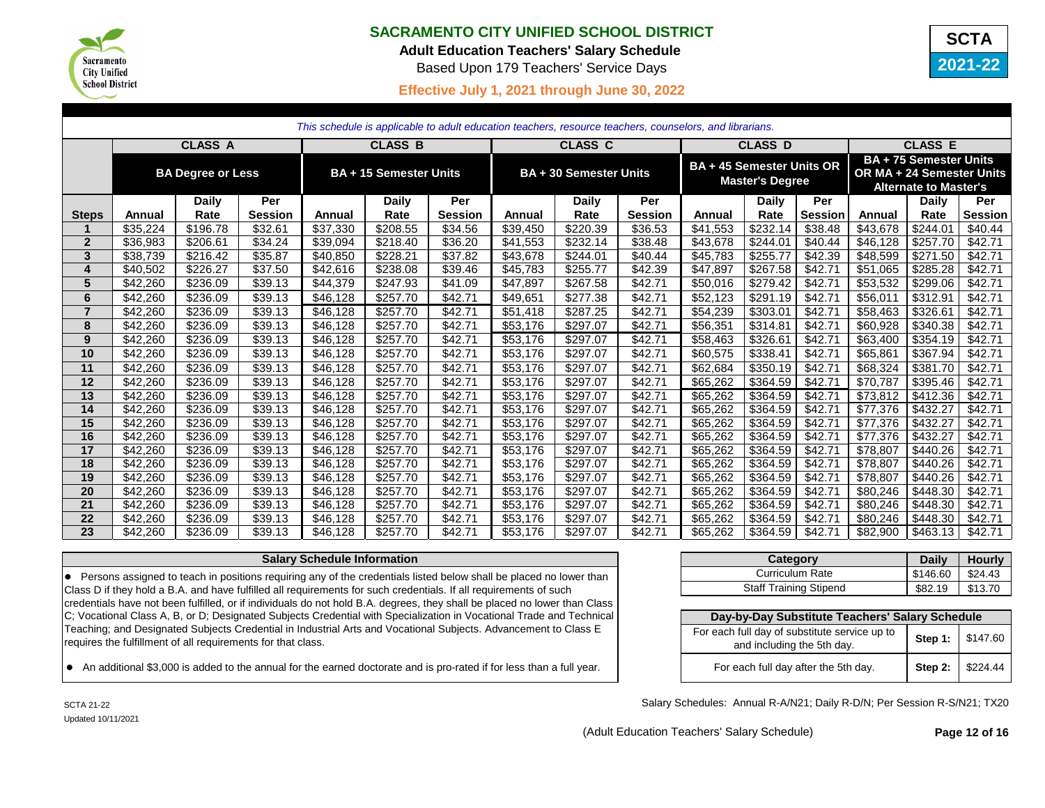# SACRAMENTO CITY UNIFIED SCHOOL DISTRICT

**Adult Education Teachers' Salary Schedule**

Based Upon 179 Teachers' Service Days

**SCTA 2021-22**

**Effective July 1, 2021 through June 30, 2022**

*This schedule is applicable to adult education teachers, resource teachers, counselors, and librarians.*

| | CLASS A | | | CLASS B | | | CLASS C | | | CLASS D | | | CLASS E | | |
|---|---|---|---|---|---|---|---|---|---|---|---|---|---|---|---|
| | BA Degree or Less | | | BA + 15 Semester Units | | | BA + 30 Semester Units | | | BA + 45 Semester Units OR Master's Degree | | | BA + 75 Semester Units OR MA + 24 Semester Units Alternate to Master's | | |
| **Steps** | **Annual** | **Daily Rate** | **Per Session** | **Annual** | **Daily Rate** | **Per Session** | **Annual** | **Daily Rate** | **Per Session** | **Annual** | **Daily Rate** | **Per Session** | **Annual** | **Daily Rate** | **Per Session** |
| 1 | $35,224 | $196.78 | $32.61 | $37,330 | $208.55 | $34.56 | $39,450 | $220.39 | $36.53 | $41,553 | $232.14 | $38.48 | $43,678 | $244.01 | $40.44 |
| 2 | $36,983 | $206.61 | $34.24 | $39,094 | $218.40 | $36.20 | $41,553 | $232.14 | $38.48 | $43,678 | $244.01 | $40.44 | $46,128 | $257.70 | $42.71 |
| 3 | $38,739 | $216.42 | $35.87 | $40,850 | $228.21 | $37.82 | $43,678 | $244.01 | $40.44 | $45,783 | $255.77 | $42.39 | $48,599 | $271.50 | $42.71 |
| 4 | $40,502 | $226.27 | $37.50 | $42,616 | $238.08 | $39.46 | $45,783 | $255.77 | $42.39 | $47,897 | $267.58 | $42.71 | $51,065 | $285.28 | $42.71 |
| 5 | $42,260 | $236.09 | $39.13 | $44,379 | $247.93 | $41.09 | $47,897 | $267.58 | $42.71 | $50,016 | $279.42 | $42.71 | $53,532 | $299.06 | $42.71 |
| 6 | $42,260 | $236.09 | $39.13 | $46,128 | $257.70 | $42.71 | $49,651 | $277.38 | $42.71 | $52,123 | $291.19 | $42.71 | $56,011 | $312.91 | $42.71 |
| 7 | $42,260 | $236.09 | $39.13 | $46,128 | $257.70 | $42.71 | $51,418 | $287.25 | $42.71 | $54,239 | $303.01 | $42.71 | $58,463 | $326.61 | $42.71 |
| 8 | $42,260 | $236.09 | $39.13 | $46,128 | $257.70 | $42.71 | $53,176 | $297.07 | $42.71 | $56,351 | $314.81 | $42.71 | $60,928 | $340.38 | $42.71 |
| 9 | $42,260 | $236.09 | $39.13 | $46,128 | $257.70 | $42.71 | $53,176 | $297.07 | $42.71 | $58,463 | $326.61 | $42.71 | $63,400 | $354.19 | $42.71 |
| 10 | $42,260 | $236.09 | $39.13 | $46,128 | $257.70 | $42.71 | $53,176 | $297.07 | $42.71 | $60,575 | $338.41 | $42.71 | $65,861 | $367.94 | $42.71 |
| 11 | $42,260 | $236.09 | $39.13 | $46,128 | $257.70 | $42.71 | $53,176 | $297.07 | $42.71 | $62,684 | $350.19 | $42.71 | $68,324 | $381.70 | $42.71 |
| 12 | $42,260 | $236.09 | $39.13 | $46,128 | $257.70 | $42.71 | $53,176 | $297.07 | $42.71 | $65,262 | $364.59 | $42.71 | $70,787 | $395.46 | $42.71 |
| 13 | $42,260 | $236.09 | $39.13 | $46,128 | $257.70 | $42.71 | $53,176 | $297.07 | $42.71 | $65,262 | $364.59 | $42.71 | $73,812 | $412.36 | $42.71 |
| 14 | $42,260 | $236.09 | $39.13 | $46,128 | $257.70 | $42.71 | $53,176 | $297.07 | $42.71 | $65,262 | $364.59 | $42.71 | $77,376 | $432.27 | $42.71 |
| 15 | $42,260 | $236.09 | $39.13 | $46,128 | $257.70 | $42.71 | $53,176 | $297.07 | $42.71 | $65,262 | $364.59 | $42.71 | $77,376 | $432.27 | $42.71 |
| 16 | $42,260 | $236.09 | $39.13 | $46,128 | $257.70 | $42.71 | $53,176 | $297.07 | $42.71 | $65,262 | $364.59 | $42.71 | $77,376 | $432.27 | $42.71 |
| 17 | $42,260 | $236.09 | $39.13 | $46,128 | $257.70 | $42.71 | $53,176 | $297.07 | $42.71 | $65,262 | $364.59 | $42.71 | $78,807 | $440.26 | $42.71 |
| 18 | $42,260 | $236.09 | $39.13 | $46,128 | $257.70 | $42.71 | $53,176 | $297.07 | $42.71 | $65,262 | $364.59 | $42.71 | $78,807 | $440.26 | $42.71 |
| 19 | $42,260 | $236.09 | $39.13 | $46,128 | $257.70 | $42.71 | $53,176 | $297.07 | $42.71 | $65,262 | $364.59 | $42.71 | $78,807 | $440.26 | $42.71 |
| 20 | $42,260 | $236.09 | $39.13 | $46,128 | $257.70 | $42.71 | $53,176 | $297.07 | $42.71 | $65,262 | $364.59 | $42.71 | $80,246 | $448.30 | $42.71 |
| 21 | $42,260 | $236.09 | $39.13 | $46,128 | $257.70 | $42.71 | $53,176 | $297.07 | $42.71 | $65,262 | $364.59 | $42.71 | $80,246 | $448.30 | $42.71 |
| 22 | $42,260 | $236.09 | $39.13 | $46,128 | $257.70 | $42.71 | $53,176 | $297.07 | $42.71 | $65,262 | $364.59 | $42.71 | $80,246 | $448.30 | $42.71 |
| 23 | $42,260 | $236.09 | $39.13 | $46,128 | $257.70 | $42.71 | $53,176 | $297.07 | $42.71 | $65,262 | $364.59 | $42.71 | $82,900 | $463.13 | $42.71 |

## Salary Schedule Information

- Persons assigned to teach in positions requiring any of the credentials listed below shall be placed no lower than Class D if they hold a B.A. and have fulfilled all requirements for such credentials. If all requirements of such credentials have not been fulfilled, or if individuals do not hold B.A. degrees, they shall be placed no lower than Class C; Vocational Class A, B, or D; Designated Subjects Credential with Specialization in Vocational Trade and Technical Teaching; and Designated Subjects Credential in Industrial Arts and Vocational Subjects. Advancement to Class E requires the fulfillment of all requirements for that class.
- An additional $3,000 is added to the annual for the earned doctorate and is pro-rated if for less than a full year.

| Category | Daily | Hourly |
|---|---|---|
| Curriculum Rate | $146.60 | $24.43 |
| Staff Training Stipend | $82.19 | $13.70 |

| Day-by-Day Substitute Teachers' Salary Schedule | | |
|---|---|---|
| For each full day of substitute service up to and including the 5th day. | Step 1: | $147.60 |
| For each full day after the 5th day. | Step 2: | $224.44 |

SCTA 21-22

Updated 10/11/2021

Salary Schedules: Annual R-A/N21; Daily R-D/N; Per Session R-S/N21; TX20

(Adult Education Teachers' Salary Schedule)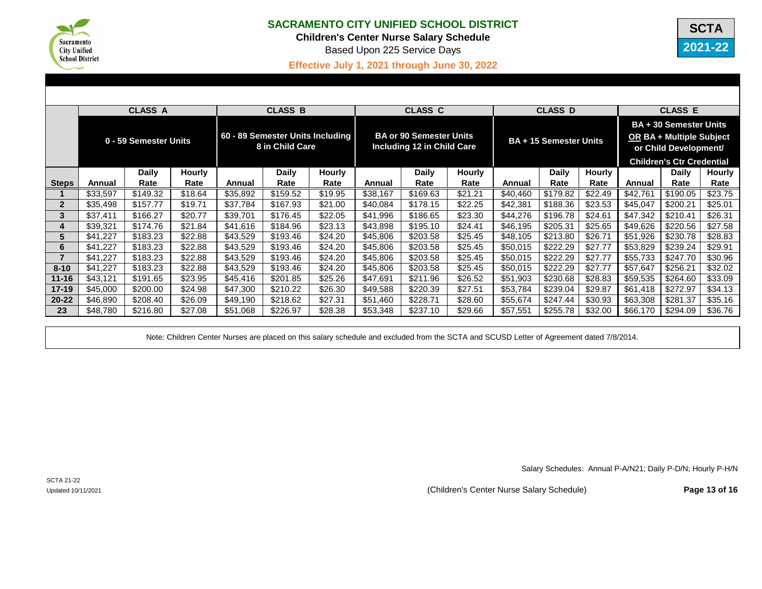# SACRAMENTO CITY UNIFIED SCHOOL DISTRICT

**Children's Center Nurse Salary Schedule**

Based Upon 225 Service Days

**Effective July 1, 2021 through June 30, 2022**

**SCTA 2021-22**

| | CLASS A | | | CLASS B | | | CLASS C | | | CLASS D | | | CLASS E | | |
|---|---|---|---|---|---|---|---|---|---|---|---|---|---|---|---|
| | 0 - 59 Semester Units | | | 60 - 89 Semester Units Including 8 in Child Care | | | BA or 90 Semester Units Including 12 in Child Care | | | BA + 15 Semester Units | | | BA + 30 Semester Units OR BA + Multiple Subject or Child Development/ Children's Ctr Credential | | |
| **Steps** | **Annual** | **Daily Rate** | **Hourly Rate** | **Annual** | **Daily Rate** | **Hourly Rate** | **Annual** | **Daily Rate** | **Hourly Rate** | **Annual** | **Daily Rate** | **Hourly Rate** | **Annual** | **Daily Rate** | **Hourly Rate** |
| **1** | $33,597 | $149.32 | $18.64 | $35,892 | $159.52 | $19.95 | $38,167 | $169.63 | $21.21 | $40,460 | $179.82 | $22.49 | $42,761 | $190.05 | $23.75 |
| **2** | $35,498 | $157.77 | $19.71 | $37,784 | $167.93 | $21.00 | $40,084 | $178.15 | $22.25 | $42,381 | $188.36 | $23.53 | $45,047 | $200.21 | $25.01 |
| **3** | $37,411 | $166.27 | $20.77 | $39,701 | $176.45 | $22.05 | $41,996 | $186.65 | $23.30 | $44,276 | $196.78 | $24.61 | $47,342 | $210.41 | $26.31 |
| **4** | $39,321 | $174.76 | $21.84 | $41,616 | $184.96 | $23.13 | $43,898 | $195.10 | $24.41 | $46,195 | $205.31 | $25.65 | $49,626 | $220.56 | $27.58 |
| **5** | $41,227 | $183.23 | $22.88 | $43,529 | $193.46 | $24.20 | $45,806 | $203.58 | $25.45 | $48,105 | $213.80 | $26.71 | $51,926 | $230.78 | $28.83 |
| **6** | $41,227 | $183.23 | $22.88 | $43,529 | $193.46 | $24.20 | $45,806 | $203.58 | $25.45 | $50,015 | $222.29 | $27.77 | $53,829 | $239.24 | $29.91 |
| **7** | $41,227 | $183.23 | $22.88 | $43,529 | $193.46 | $24.20 | $45,806 | $203.58 | $25.45 | $50,015 | $222.29 | $27.77 | $55,733 | $247.70 | $30.96 |
| **8-10** | $41,227 | $183.23 | $22.88 | $43,529 | $193.46 | $24.20 | $45,806 | $203.58 | $25.45 | $50,015 | $222.29 | $27.77 | $57,647 | $256.21 | $32.02 |
| **11-16** | $43,121 | $191.65 | $23.95 | $45,416 | $201.85 | $25.26 | $47,691 | $211.96 | $26.52 | $51,903 | $230.68 | $28.83 | $59,535 | $264.60 | $33.09 |
| **17-19** | $45,000 | $200.00 | $24.98 | $47,300 | $210.22 | $26.30 | $49,588 | $220.39 | $27.51 | $53,784 | $239.04 | $29.87 | $61,418 | $272.97 | $34.13 |
| **20-22** | $46,890 | $208.40 | $26.09 | $49,190 | $218.62 | $27.31 | $51,460 | $228.71 | $28.60 | $55,674 | $247.44 | $30.93 | $63,308 | $281.37 | $35.16 |
| **23** | $48,780 | $216.80 | $27.08 | $51,068 | $226.97 | $28.38 | $53,348 | $237.10 | $29.66 | $57,551 | $255.78 | $32.00 | $66,170 | $294.09 | $36.76 |

Note: Children Center Nurses are placed on this salary schedule and excluded from the SCTA and SCUSD Letter of Agreement dated 7/8/2014.

Salary Schedules: Annual P-A/N21; Daily P-D/N; Hourly P-H/N

SCTA 21-22

Updated 10/11/2021

(Children's Center Nurse Salary Schedule)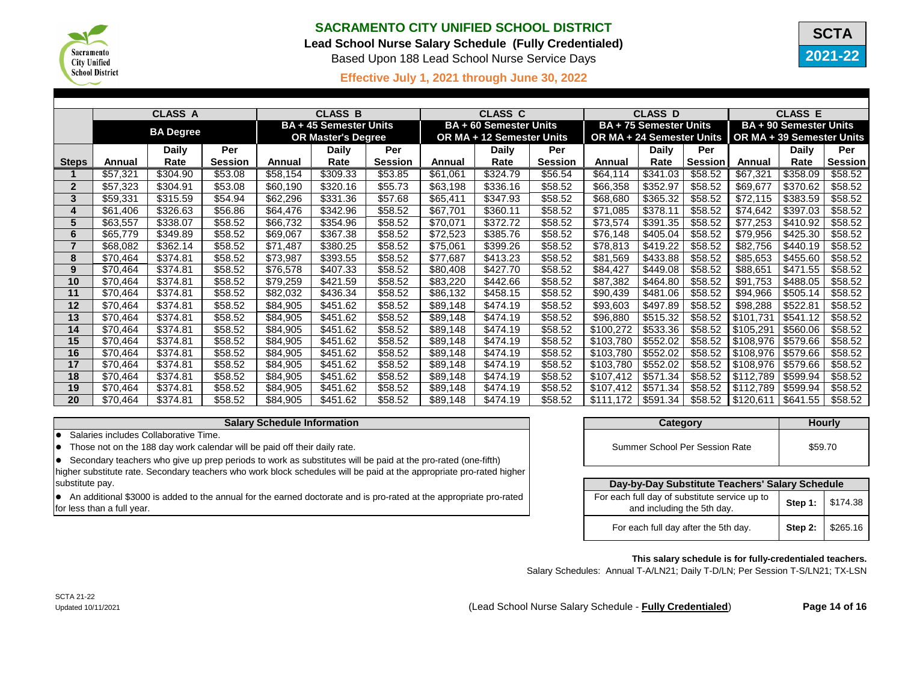# SACRAMENTO CITY UNIFIED SCHOOL DISTRICT

**Lead School Nurse Salary Schedule (Fully Credentialed)**

Based Upon 188 Lead School Nurse Service Days

**Effective July 1, 2021 through June 30, 2022**

SCTA 2021-22

| | CLASS A | | | CLASS B | | | CLASS C | | | CLASS D | | | CLASS E | | |
|---|---|---|---|---|---|---|---|---|---|---|---|---|---|---|---|
| | BA Degree | | | BA + 45 Semester Units OR Master's Degree | | | BA + 60 Semester Units OR MA + 12 Semester Units | | | BA + 75 Semester Units OR MA + 24 Semester Units | | | BA + 90 Semester Units OR MA + 39 Semester Units | | |
| **Steps** | **Annual** | **Daily Rate** | **Per Session** | **Annual** | **Daily Rate** | **Per Session** | **Annual** | **Daily Rate** | **Per Session** | **Annual** | **Daily Rate** | **Per Session** | **Annual** | **Daily Rate** | **Per Session** |
| **1** | $57,321 | $304.90 | $53.08 | $58,154 | $309.33 | $53.85 | $61,061 | $324.79 | $56.54 | $64,114 | $341.03 | $58.52 | $67,321 | $358.09 | $58.52 |
| **2** | $57,323 | $304.91 | $53.08 | $60,190 | $320.16 | $55.73 | $63,198 | $336.16 | $58.52 | $66,358 | $352.97 | $58.52 | $69,677 | $370.62 | $58.52 |
| **3** | $59,331 | $315.59 | $54.94 | $62,296 | $331.36 | $57.68 | $65,411 | $347.93 | $58.52 | $68,680 | $365.32 | $58.52 | $72,115 | $383.59 | $58.52 |
| **4** | $61,406 | $326.63 | $56.86 | $64,476 | $342.96 | $58.52 | $67,701 | $360.11 | $58.52 | $71,085 | $378.11 | $58.52 | $74,642 | $397.03 | $58.52 |
| **5** | $63,557 | $338.07 | $58.52 | $66,732 | $354.96 | $58.52 | $70,071 | $372.72 | $58.52 | $73,574 | $391.35 | $58.52 | $77,253 | $410.92 | $58.52 |
| **6** | $65,779 | $349.89 | $58.52 | $69,067 | $367.38 | $58.52 | $72,523 | $385.76 | $58.52 | $76,148 | $405.04 | $58.52 | $79,956 | $425.30 | $58.52 |
| **7** | $68,082 | $362.14 | $58.52 | $71,487 | $380.25 | $58.52 | $75,061 | $399.26 | $58.52 | $78,813 | $419.22 | $58.52 | $82,756 | $440.19 | $58.52 |
| **8** | $70,464 | $374.81 | $58.52 | $73,987 | $393.55 | $58.52 | $77,687 | $413.23 | $58.52 | $81,569 | $433.88 | $58.52 | $85,653 | $455.60 | $58.52 |
| **9** | $70,464 | $374.81 | $58.52 | $76,578 | $407.33 | $58.52 | $80,408 | $427.70 | $58.52 | $84,427 | $449.08 | $58.52 | $88,651 | $471.55 | $58.52 |
| **10** | $70,464 | $374.81 | $58.52 | $79,259 | $421.59 | $58.52 | $83,220 | $442.66 | $58.52 | $87,382 | $464.80 | $58.52 | $91,753 | $488.05 | $58.52 |
| **11** | $70,464 | $374.81 | $58.52 | $82,032 | $436.34 | $58.52 | $86,132 | $458.15 | $58.52 | $90,439 | $481.06 | $58.52 | $94,966 | $505.14 | $58.52 |
| **12** | $70,464 | $374.81 | $58.52 | $84,905 | $451.62 | $58.52 | $89,148 | $474.19 | $58.52 | $93,603 | $497.89 | $58.52 | $98,288 | $522.81 | $58.52 |
| **13** | $70,464 | $374.81 | $58.52 | $84,905 | $451.62 | $58.52 | $89,148 | $474.19 | $58.52 | $96,880 | $515.32 | $58.52 | $101,731 | $541.12 | $58.52 |
| **14** | $70,464 | $374.81 | $58.52 | $84,905 | $451.62 | $58.52 | $89,148 | $474.19 | $58.52 | $100,272 | $533.36 | $58.52 | $105,291 | $560.06 | $58.52 |
| **15** | $70,464 | $374.81 | $58.52 | $84,905 | $451.62 | $58.52 | $89,148 | $474.19 | $58.52 | $103,780 | $552.02 | $58.52 | $108,976 | $579.66 | $58.52 |
| **16** | $70,464 | $374.81 | $58.52 | $84,905 | $451.62 | $58.52 | $89,148 | $474.19 | $58.52 | $103,780 | $552.02 | $58.52 | $108,976 | $579.66 | $58.52 |
| **17** | $70,464 | $374.81 | $58.52 | $84,905 | $451.62 | $58.52 | $89,148 | $474.19 | $58.52 | $103,780 | $552.02 | $58.52 | $108,976 | $579.66 | $58.52 |
| **18** | $70,464 | $374.81 | $58.52 | $84,905 | $451.62 | $58.52 | $89,148 | $474.19 | $58.52 | $107,412 | $571.34 | $58.52 | $112,789 | $599.94 | $58.52 |
| **19** | $70,464 | $374.81 | $58.52 | $84,905 | $451.62 | $58.52 | $89,148 | $474.19 | $58.52 | $107,412 | $571.34 | $58.52 | $112,789 | $599.94 | $58.52 |
| **20** | $70,464 | $374.81 | $58.52 | $84,905 | $451.62 | $58.52 | $89,148 | $474.19 | $58.52 | $111,172 | $591.34 | $58.52 | $120,611 | $641.55 | $58.52 |

**Salary Schedule Information**

- Salaries includes Collaborative Time.
- Those not on the 188 day work calendar will be paid off their daily rate.
- Secondary teachers who give up prep periods to work as substitutes will be paid at the pro-rated (one-fifth) higher substitute rate. Secondary teachers who work block schedules will be paid at the appropriate pro-rated higher substitute pay.
- An additional $3000 is added to the annual for the earned doctorate and is pro-rated at the appropriate pro-rated for less than a full year.

| Category | Hourly |
|---|---|
| Summer School Per Session Rate | $59.70 |

| Day-by-Day Substitute Teachers' Salary Schedule | | |
|---|---|---|
| For each full day of substitute service up to and including the 5th day. | **Step 1:** | $174.38 |
| For each full day after the 5th day. | **Step 2:** | $265.16 |

**This salary schedule is for fully-credentialed teachers.**

Salary Schedules: Annual T-A/LN21; Daily T-D/LN; Per Session T-S/LN21; TX-LSN

SCTA 21-22
Updated 10/11/2021

(Lead School Nurse Salary Schedule - **Fully Credentialed**)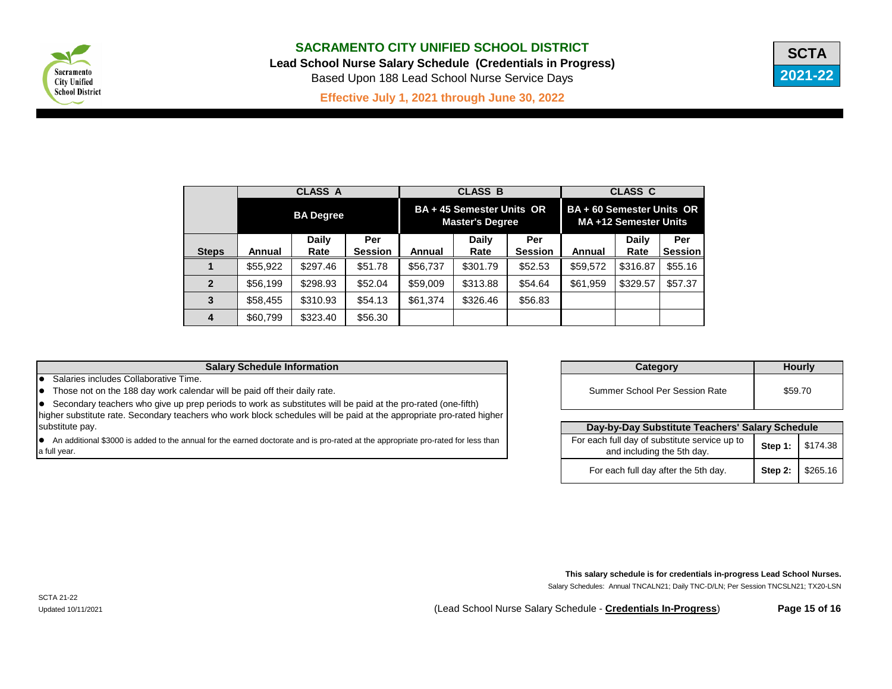# SACRAMENTO CITY UNIFIED SCHOOL DISTRICT

**Lead School Nurse Salary Schedule (Credentials in Progress)**

Based Upon 188 Lead School Nurse Service Days

**Effective July 1, 2021 through June 30, 2022**

SCTA 2021-22

| | CLASS A | | | CLASS B | | | CLASS C | | |
|---|---|---|---|---|---|---|---|---|---|
| | BA Degree | | | BA + 45 Semester Units OR Master's Degree | | | BA + 60 Semester Units OR MA +12 Semester Units | | |
| Steps | Annual | Daily Rate | Per Session | Annual | Daily Rate | Per Session | Annual | Daily Rate | Per Session |
| 1 | $55,922 | $297.46 | $51.78 | $56,737 | $301.79 | $52.53 | $59,572 | $316.87 | $55.16 |
| 2 | $56,199 | $298.93 | $52.04 | $59,009 | $313.88 | $54.64 | $61,959 | $329.57 | $57.37 |
| 3 | $58,455 | $310.93 | $54.13 | $61,374 | $326.46 | $56.83 | | | |
| 4 | $60,799 | $323.40 | $56.30 | | | | | | |

**Salary Schedule Information**

- Salaries includes Collaborative Time.
- Those not on the 188 day work calendar will be paid off their daily rate.
- Secondary teachers who give up prep periods to work as substitutes will be paid at the pro-rated (one-fifth) higher substitute rate. Secondary teachers who work block schedules will be paid at the appropriate pro-rated higher substitute pay.
- An additional $3000 is added to the annual for the earned doctorate and is pro-rated at the appropriate pro-rated for less than a full year.

| Category | Hourly |
|---|---|
| Summer School Per Session Rate | $59.70 |

| Day-by-Day Substitute Teachers' Salary Schedule | | |
|---|---|---|
| For each full day of substitute service up to and including the 5th day. | Step 1: | $174.38 |
| For each full day after the 5th day. | Step 2: | $265.16 |

**This salary schedule is for credentials in-progress Lead School Nurses.**

Salary Schedules: Annual TNCALN21; Daily TNC-D/LN; Per Session TNCSLN21; TX20-LSN

SCTA 21-22

Updated 10/11/2021

(Lead School Nurse Salary Schedule - **Credentials In-Progress**)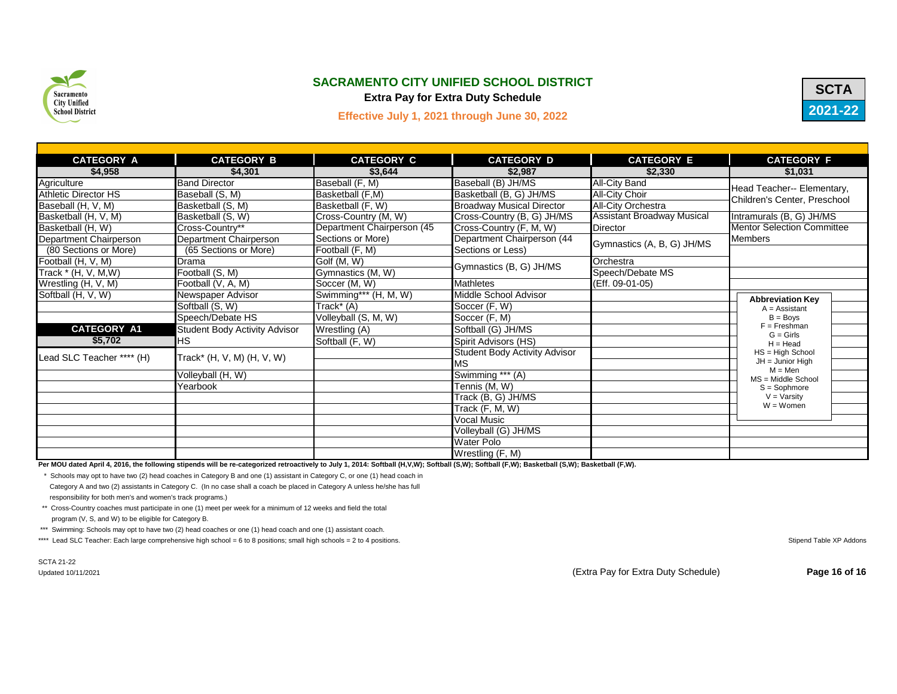# SACRAMENTO CITY UNIFIED SCHOOL DISTRICT

**Extra Pay for Extra Duty Schedule**

**Effective July 1, 2021 through June 30, 2022**

**SCTA 2021-22**

| CATEGORY A | CATEGORY B | CATEGORY C | CATEGORY D | CATEGORY E | CATEGORY F |
|---|---|---|---|---|---|
| **$4,958** | **$4,301** | **$3,644** | **$2,987** | **$2,330** | **$1,031** |
| Agriculture | Band Director | Baseball (F, M) | Baseball (B) JH/MS | All-City Band | Head Teacher-- Elementary, Children's Center, Preschool |
| Athletic Director HS | Baseball (S, M) | Basketball (F,M) | Basketball (B, G) JH/MS | All-City Choir | |
| Baseball (H, V, M) | Basketball (S, M) | Basketball (F, W) | Broadway Musical Director | All-City Orchestra | |
| Basketball (H, V, M) | Basketball (S, W) | Cross-Country (M, W) | Cross-Country (B, G) JH/MS | Assistant Broadway Musical Director | Intramurals (B, G) JH/MS |
| Basketball (H, W) | Cross-Country** | Department Chairperson (45 Sections or More) | Cross-Country (F, M, W) | | Mentor Selection Committee Members |
| Department Chairperson (80 Sections or More) | Department Chairperson (65 Sections or More) | Football (F, M) | Department Chairperson (44 Sections or Less) | Gymnastics (A, B, G) JH/MS | |
| Football (H, V, M) | Drama | Golf (M, W) | Gymnastics (B, G) JH/MS | Orchestra | |
| Track * (H, V, M,W) | Football (S, M) | Gymnastics (M, W) | | Speech/Debate MS | |
| Wrestling (H, V, M) | Football (V, A, M) | Soccer (M, W) | Mathletes | (Eff. 09-01-05) | |
| Softball (H, V, W) | Newspaper Advisor | Swimming*** (H, M, W) | Middle School Advisor | | |
| | Softball (S, W) | Track* (A) | Soccer (F, W) | | |
| | Speech/Debate HS | Volleyball (S, M, W) | Soccer (F, M) | | |
| **CATEGORY A1** | Student Body Activity Advisor HS | Wrestling (A) | Softball (G) JH/MS | | |
| **$5,702** | | Softball (F, W) | Spirit Advisors (HS) | | |
| Lead SLC Teacher **** (H) | Track* (H, V, M) (H, V, W) | | Student Body Activity Advisor MS | | |
| | Volleyball (H, W) | | Swimming *** (A) | | |
| | Yearbook | | Tennis (M, W) | | |
| | | | Track (B, G) JH/MS | | |
| | | | Track (F, M, W) | | |
| | | | Vocal Music | | |
| | | | Volleyball (G) JH/MS | | |
| | | | Water Polo | | |
| | | | Wrestling (F, M) | | |

**Abbreviation Key**
A = Assistant
B = Boys
F = Freshman
G = Girls
H = Head
HS = High School
JH = Junior High
M = Men
MS = Middle School
S = Sophmore
V = Varsity
W = Women

**Per MOU dated April 4, 2016, the following stipends will be re-categorized retroactively to July 1, 2014: Softball (H,V,W); Softball (S,W); Softball (F,W); Basketball (S,W); Basketball (F,W).**

\* Schools may opt to have two (2) head coaches in Category B and one (1) assistant in Category C, or one (1) head coach in Category A and two (2) assistants in Category C. (In no case shall a coach be placed in Category A unless he/she has full responsibility for both men's and women's track programs.)

** Cross-Country coaches must participate in one (1) meet per week for a minimum of 12 weeks and field the total program (V, S, and W) to be eligible for Category B.

*** Swimming: Schools may opt to have two (2) head coaches or one (1) head coach and one (1) assistant coach.

**** Lead SLC Teacher: Each large comprehensive high school = 6 to 8 positions; small high schools = 2 to 4 positions.

Stipend Table XP Addons

SCTA 21-22
Updated 10/11/2021

(Extra Pay for Extra Duty Schedule)